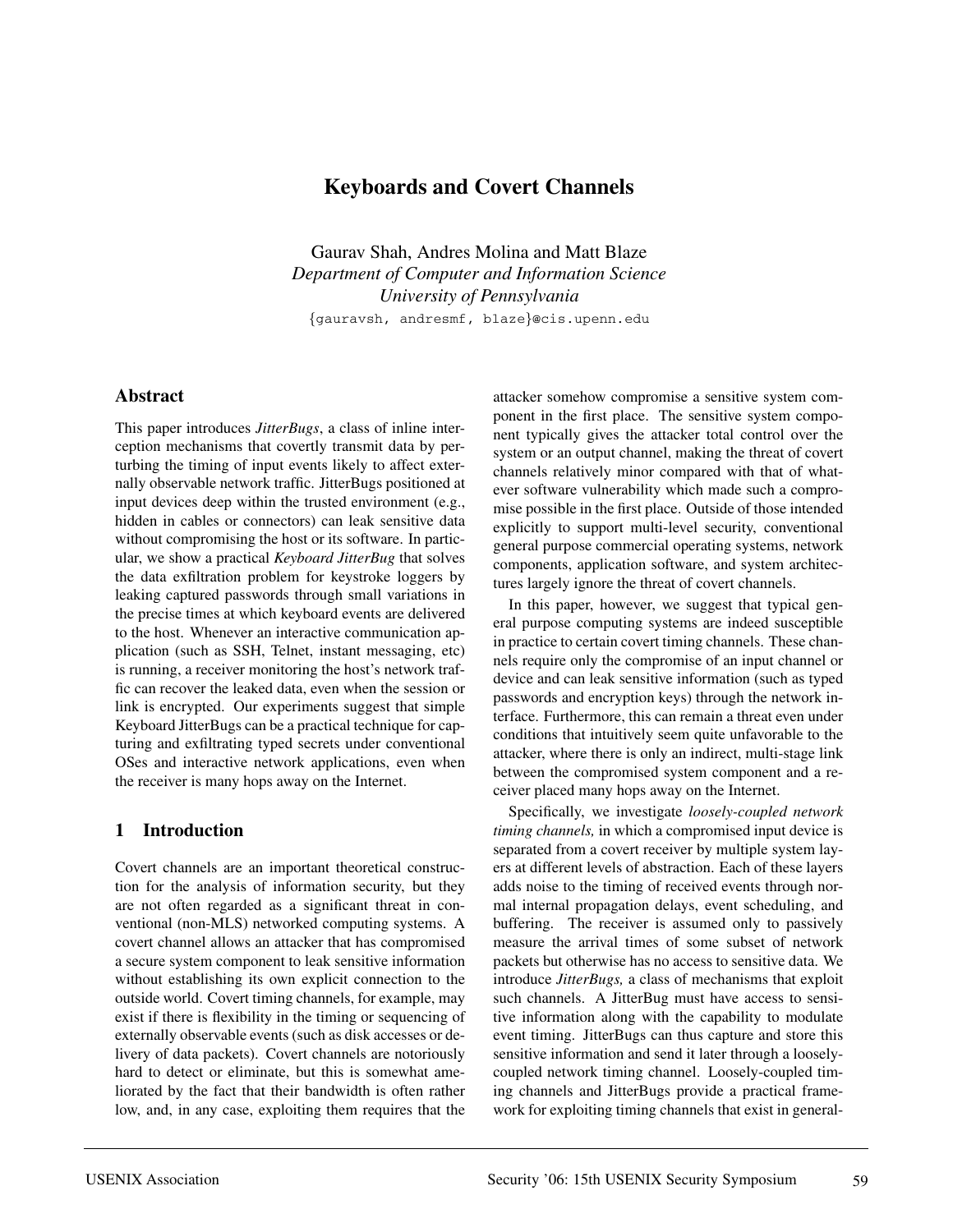# Keyboards and Covert Channels

Gaurav Shah, Andres Molina and Matt Blaze
*Department of Computer and Information Science*
*University of Pennsylvania*
{gauravsh, andresmf, blaze}@cis.upenn.edu

## Abstract

This paper introduces *JitterBugs*, a class of inline interception mechanisms that covertly transmit data by perturbing the timing of input events likely to affect externally observable network traffic. JitterBugs positioned at input devices deep within the trusted environment (e.g., hidden in cables or connectors) can leak sensitive data without compromising the host or its software. In particular, we show a practical *Keyboard JitterBug* that solves the data exfiltration problem for keystroke loggers by leaking captured passwords through small variations in the precise times at which keyboard events are delivered to the host. Whenever an interactive communication application (such as SSH, Telnet, instant messaging, etc) is running, a receiver monitoring the host's network traffic can recover the leaked data, even when the session or link is encrypted. Our experiments suggest that simple Keyboard JitterBugs can be a practical technique for capturing and exfiltrating typed secrets under conventional OSes and interactive network applications, even when the receiver is many hops away on the Internet.

## 1 Introduction

Covert channels are an important theoretical construction for the analysis of information security, but they are not often regarded as a significant threat in conventional (non-MLS) networked computing systems. A covert channel allows an attacker that has compromised a secure system component to leak sensitive information without establishing its own explicit connection to the outside world. Covert timing channels, for example, may exist if there is flexibility in the timing or sequencing of externally observable events (such as disk accesses or delivery of data packets). Covert channels are notoriously hard to detect or eliminate, but this is somewhat ameliorated by the fact that their bandwidth is often rather low, and, in any case, exploiting them requires that the attacker somehow compromise a sensitive system component in the first place. The sensitive system component typically gives the attacker total control over the system or an output channel, making the threat of covert channels relatively minor compared with that of whatever software vulnerability which made such a compromise possible in the first place. Outside of those intended explicitly to support multi-level security, conventional general purpose commercial operating systems, network components, application software, and system architectures largely ignore the threat of covert channels.

In this paper, however, we suggest that typical general purpose computing systems are indeed susceptible in practice to certain covert timing channels. These channels require only the compromise of an input channel or device and can leak sensitive information (such as typed passwords and encryption keys) through the network interface. Furthermore, this can remain a threat even under conditions that intuitively seem quite unfavorable to the attacker, where there is only an indirect, multi-stage link between the compromised system component and a receiver placed many hops away on the Internet.

Specifically, we investigate *loosely-coupled network timing channels,* in which a compromised input device is separated from a covert receiver by multiple system layers at different levels of abstraction. Each of these layers adds noise to the timing of received events through normal internal propagation delays, event scheduling, and buffering. The receiver is assumed only to passively measure the arrival times of some subset of network packets but otherwise has no access to sensitive data. We introduce *JitterBugs,* a class of mechanisms that exploit such channels. A JitterBug must have access to sensitive information along with the capability to modulate event timing. JitterBugs can thus capture and store this sensitive information and send it later through a loosely-coupled network timing channel. Loosely-coupled timing channels and JitterBugs provide a practical framework for exploiting timing channels that exist in general-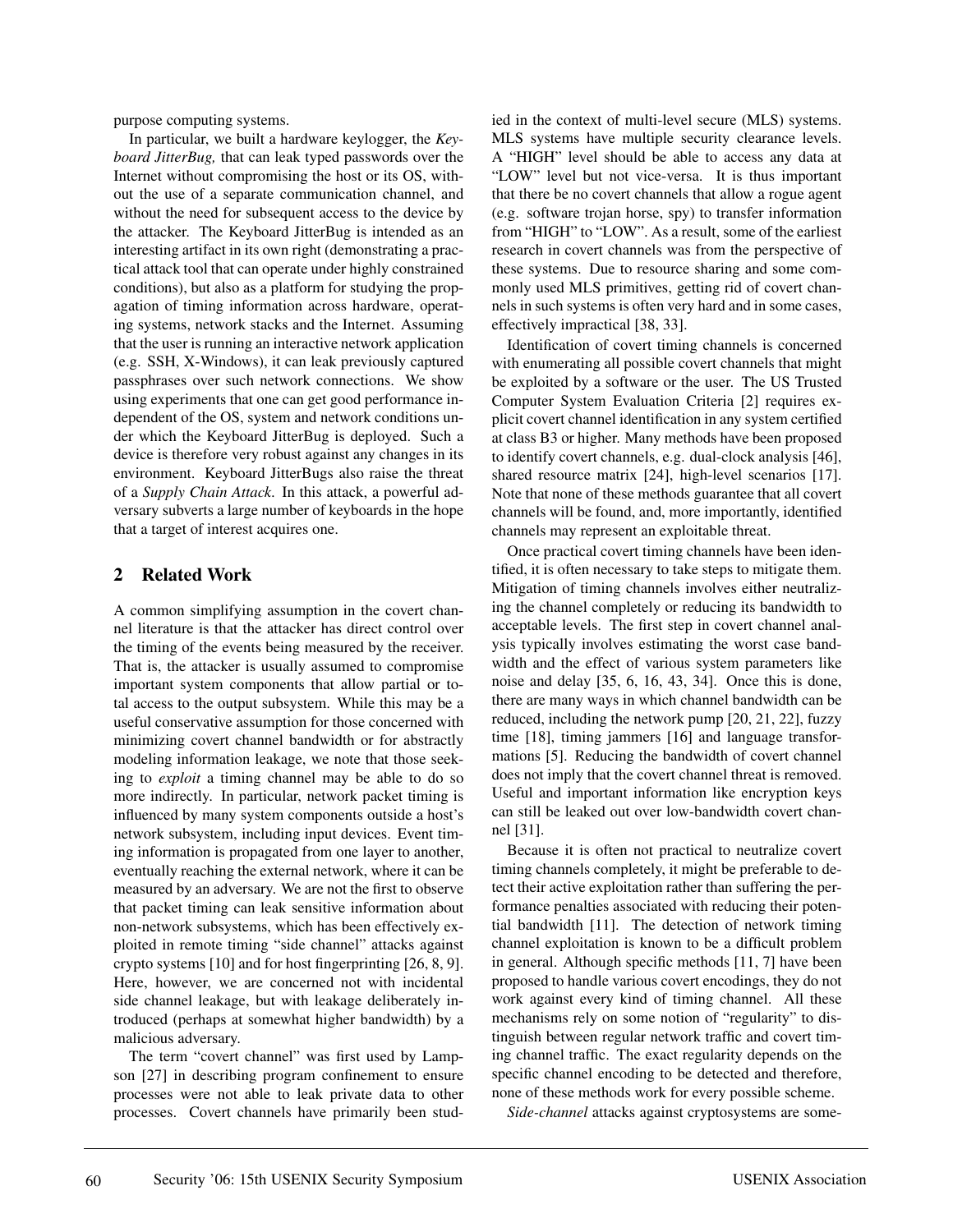purpose computing systems.

In particular, we built a hardware keylogger, the *Keyboard JitterBug,* that can leak typed passwords over the Internet without compromising the host or its OS, without the use of a separate communication channel, and without the need for subsequent access to the device by the attacker. The Keyboard JitterBug is intended as an interesting artifact in its own right (demonstrating a practical attack tool that can operate under highly constrained conditions), but also as a platform for studying the propagation of timing information across hardware, operating systems, network stacks and the Internet. Assuming that the user is running an interactive network application (e.g. SSH, X-Windows), it can leak previously captured passphrases over such network connections. We show using experiments that one can get good performance independent of the OS, system and network conditions under which the Keyboard JitterBug is deployed. Such a device is therefore very robust against any changes in its environment. Keyboard JitterBugs also raise the threat of a *Supply Chain Attack*. In this attack, a powerful adversary subverts a large number of keyboards in the hope that a target of interest acquires one.

## 2 Related Work

A common simplifying assumption in the covert channel literature is that the attacker has direct control over the timing of the events being measured by the receiver. That is, the attacker is usually assumed to compromise important system components that allow partial or total access to the output subsystem. While this may be a useful conservative assumption for those concerned with minimizing covert channel bandwidth or for abstractly modeling information leakage, we note that those seeking to *exploit* a timing channel may be able to do so more indirectly. In particular, network packet timing is influenced by many system components outside a host's network subsystem, including input devices. Event timing information is propagated from one layer to another, eventually reaching the external network, where it can be measured by an adversary. We are not the first to observe that packet timing can leak sensitive information about non-network subsystems, which has been effectively exploited in remote timing "side channel" attacks against crypto systems [10] and for host fingerprinting [26, 8, 9]. Here, however, we are concerned not with incidental side channel leakage, but with leakage deliberately introduced (perhaps at somewhat higher bandwidth) by a malicious adversary.

The term "covert channel" was first used by Lampson [27] in describing program confinement to ensure processes were not able to leak private data to other processes. Covert channels have primarily been studied in the context of multi-level secure (MLS) systems. MLS systems have multiple security clearance levels. A "HIGH" level should be able to access any data at "LOW" level but not vice-versa. It is thus important that there be no covert channels that allow a rogue agent (e.g. software trojan horse, spy) to transfer information from "HIGH" to "LOW". As a result, some of the earliest research in covert channels was from the perspective of these systems. Due to resource sharing and some commonly used MLS primitives, getting rid of covert channels in such systems is often very hard and in some cases, effectively impractical [38, 33].

Identification of covert timing channels is concerned with enumerating all possible covert channels that might be exploited by a software or the user. The US Trusted Computer System Evaluation Criteria [2] requires explicit covert channel identification in any system certified at class B3 or higher. Many methods have been proposed to identify covert channels, e.g. dual-clock analysis [46], shared resource matrix [24], high-level scenarios [17]. Note that none of these methods guarantee that all covert channels will be found, and, more importantly, identified channels may represent an exploitable threat.

Once practical covert timing channels have been identified, it is often necessary to take steps to mitigate them. Mitigation of timing channels involves either neutralizing the channel completely or reducing its bandwidth to acceptable levels. The first step in covert channel analysis typically involves estimating the worst case bandwidth and the effect of various system parameters like noise and delay [35, 6, 16, 43, 34]. Once this is done, there are many ways in which channel bandwidth can be reduced, including the network pump [20, 21, 22], fuzzy time [18], timing jammers [16] and language transformations [5]. Reducing the bandwidth of covert channel does not imply that the covert channel threat is removed. Useful and important information like encryption keys can still be leaked out over low-bandwidth covert channel [31].

Because it is often not practical to neutralize covert timing channels completely, it might be preferable to detect their active exploitation rather than suffering the performance penalties associated with reducing their potential bandwidth [11]. The detection of network timing channel exploitation is known to be a difficult problem in general. Although specific methods [11, 7] have been proposed to handle various covert encodings, they do not work against every kind of timing channel. All these mechanisms rely on some notion of "regularity" to distinguish between regular network traffic and covert timing channel traffic. The exact regularity depends on the specific channel encoding to be detected and therefore, none of these methods work for every possible scheme.

*Side-channel* attacks against cryptosystems are some-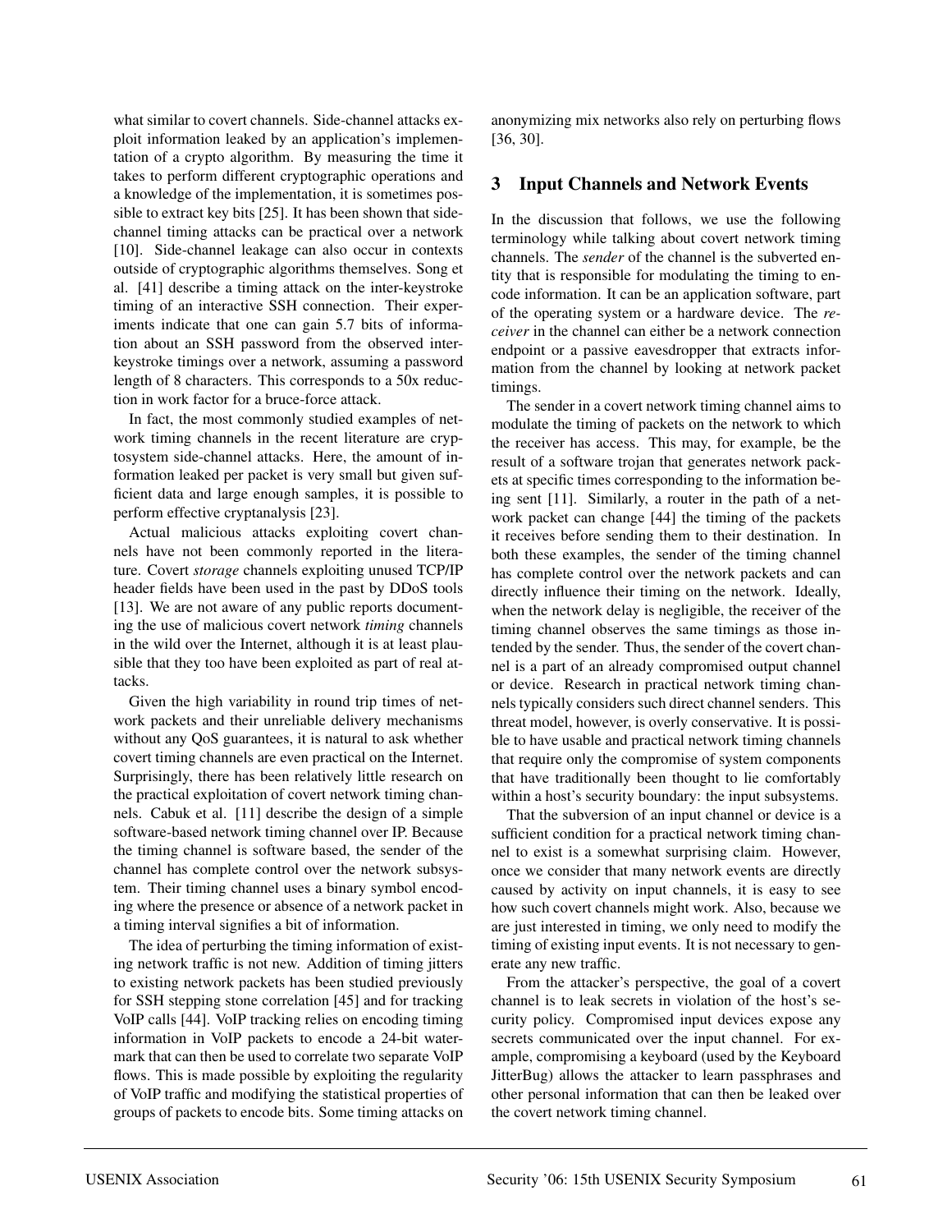what similar to covert channels. Side-channel attacks exploit information leaked by an application's implementation of a crypto algorithm. By measuring the time it takes to perform different cryptographic operations and a knowledge of the implementation, it is sometimes possible to extract key bits [25]. It has been shown that side-channel timing attacks can be practical over a network [10]. Side-channel leakage can also occur in contexts outside of cryptographic algorithms themselves. Song et al. [41] describe a timing attack on the inter-keystroke timing of an interactive SSH connection. Their experiments indicate that one can gain 5.7 bits of information about an SSH password from the observed inter-keystroke timings over a network, assuming a password length of 8 characters. This corresponds to a 50x reduction in work factor for a bruce-force attack.

In fact, the most commonly studied examples of network timing channels in the recent literature are cryptosystem side-channel attacks. Here, the amount of information leaked per packet is very small but given sufficient data and large enough samples, it is possible to perform effective cryptanalysis [23].

Actual malicious attacks exploiting covert channels have not been commonly reported in the literature. Covert *storage* channels exploiting unused TCP/IP header fields have been used in the past by DDoS tools [13]. We are not aware of any public reports documenting the use of malicious covert network *timing* channels in the wild over the Internet, although it is at least plausible that they too have been exploited as part of real attacks.

Given the high variability in round trip times of network packets and their unreliable delivery mechanisms without any QoS guarantees, it is natural to ask whether covert timing channels are even practical on the Internet. Surprisingly, there has been relatively little research on the practical exploitation of covert network timing channels. Cabuk et al. [11] describe the design of a simple software-based network timing channel over IP. Because the timing channel is software based, the sender of the channel has complete control over the network subsystem. Their timing channel uses a binary symbol encoding where the presence or absence of a network packet in a timing interval signifies a bit of information.

The idea of perturbing the timing information of existing network traffic is not new. Addition of timing jitters to existing network packets has been studied previously for SSH stepping stone correlation [45] and for tracking VoIP calls [44]. VoIP tracking relies on encoding timing information in VoIP packets to encode a 24-bit watermark that can then be used to correlate two separate VoIP flows. This is made possible by exploiting the regularity of VoIP traffic and modifying the statistical properties of groups of packets to encode bits. Some timing attacks on anonymizing mix networks also rely on perturbing flows [36, 30].

## 3 Input Channels and Network Events

In the discussion that follows, we use the following terminology while talking about covert network timing channels. The *sender* of the channel is the subverted entity that is responsible for modulating the timing to encode information. It can be an application software, part of the operating system or a hardware device. The *receiver* in the channel can either be a network connection endpoint or a passive eavesdropper that extracts information from the channel by looking at network packet timings.

The sender in a covert network timing channel aims to modulate the timing of packets on the network to which the receiver has access. This may, for example, be the result of a software trojan that generates network packets at specific times corresponding to the information being sent [11]. Similarly, a router in the path of a network packet can change [44] the timing of the packets it receives before sending them to their destination. In both these examples, the sender of the timing channel has complete control over the network packets and can directly influence their timing on the network. Ideally, when the network delay is negligible, the receiver of the timing channel observes the same timings as those intended by the sender. Thus, the sender of the covert channel is a part of an already compromised output channel or device. Research in practical network timing channels typically considers such direct channel senders. This threat model, however, is overly conservative. It is possible to have usable and practical network timing channels that require only the compromise of system components that have traditionally been thought to lie comfortably within a host's security boundary: the input subsystems.

That the subversion of an input channel or device is a sufficient condition for a practical network timing channel to exist is a somewhat surprising claim. However, once we consider that many network events are directly caused by activity on input channels, it is easy to see how such covert channels might work. Also, because we are just interested in timing, we only need to modify the timing of existing input events. It is not necessary to generate any new traffic.

From the attacker's perspective, the goal of a covert channel is to leak secrets in violation of the host's security policy. Compromised input devices expose any secrets communicated over the input channel. For example, compromising a keyboard (used by the Keyboard JitterBug) allows the attacker to learn passphrases and other personal information that can then be leaked over the covert network timing channel.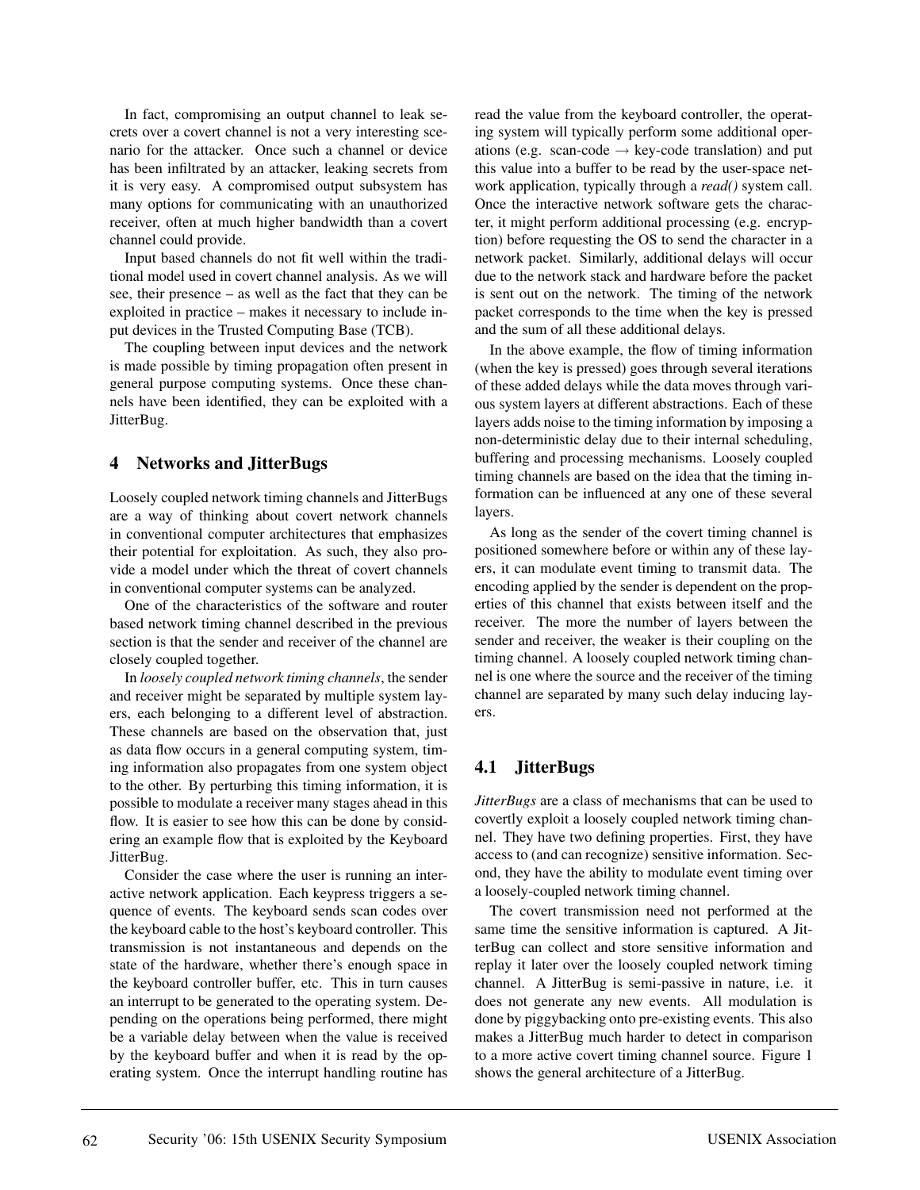In fact, compromising an output channel to leak secrets over a covert channel is not a very interesting scenario for the attacker. Once such a channel or device has been infiltrated by an attacker, leaking secrets from it is very easy. A compromised output subsystem has many options for communicating with an unauthorized receiver, often at much higher bandwidth than a covert channel could provide.

Input based channels do not fit well within the traditional model used in covert channel analysis. As we will see, their presence – as well as the fact that they can be exploited in practice – makes it necessary to include input devices in the Trusted Computing Base (TCB).

The coupling between input devices and the network is made possible by timing propagation often present in general purpose computing systems. Once these channels have been identified, they can be exploited with a JitterBug.

## 4 Networks and JitterBugs

Loosely coupled network timing channels and JitterBugs are a way of thinking about covert network channels in conventional computer architectures that emphasizes their potential for exploitation. As such, they also provide a model under which the threat of covert channels in conventional computer systems can be analyzed.

One of the characteristics of the software and router based network timing channel described in the previous section is that the sender and receiver of the channel are closely coupled together.

In *loosely coupled network timing channels*, the sender and receiver might be separated by multiple system layers, each belonging to a different level of abstraction. These channels are based on the observation that, just as data flow occurs in a general computing system, timing information also propagates from one system object to the other. By perturbing this timing information, it is possible to modulate a receiver many stages ahead in this flow. It is easier to see how this can be done by considering an example flow that is exploited by the Keyboard JitterBug.

Consider the case where the user is running an interactive network application. Each keypress triggers a sequence of events. The keyboard sends scan codes over the keyboard cable to the host's keyboard controller. This transmission is not instantaneous and depends on the state of the hardware, whether there's enough space in the keyboard controller buffer, etc. This in turn causes an interrupt to be generated to the operating system. Depending on the operations being performed, there might be a variable delay between when the value is received by the keyboard buffer and when it is read by the operating system. Once the interrupt handling routine has read the value from the keyboard controller, the operating system will typically perform some additional operations (e.g. scan-code → key-code translation) and put this value into a buffer to be read by the user-space network application, typically through a *read()* system call. Once the interactive network software gets the character, it might perform additional processing (e.g. encryption) before requesting the OS to send the character in a network packet. Similarly, additional delays will occur due to the network stack and hardware before the packet is sent out on the network. The timing of the network packet corresponds to the time when the key is pressed and the sum of all these additional delays.

In the above example, the flow of timing information (when the key is pressed) goes through several iterations of these added delays while the data moves through various system layers at different abstractions. Each of these layers adds noise to the timing information by imposing a non-deterministic delay due to their internal scheduling, buffering and processing mechanisms. Loosely coupled timing channels are based on the idea that the timing information can be influenced at any one of these several layers.

As long as the sender of the covert timing channel is positioned somewhere before or within any of these layers, it can modulate event timing to transmit data. The encoding applied by the sender is dependent on the properties of this channel that exists between itself and the receiver. The more the number of layers between the sender and receiver, the weaker is their coupling on the timing channel. A loosely coupled network timing channel is one where the source and the receiver of the timing channel are separated by many such delay inducing layers.

### 4.1 JitterBugs

*JitterBugs* are a class of mechanisms that can be used to covertly exploit a loosely coupled network timing channel. They have two defining properties. First, they have access to (and can recognize) sensitive information. Second, they have the ability to modulate event timing over a loosely-coupled network timing channel.

The covert transmission need not performed at the same time the sensitive information is captured. A JitterBug can collect and store sensitive information and replay it later over the loosely coupled network timing channel. A JitterBug is semi-passive in nature, i.e. it does not generate any new events. All modulation is done by piggybacking onto pre-existing events. This also makes a JitterBug much harder to detect in comparison to a more active covert timing channel source. Figure 1 shows the general architecture of a JitterBug.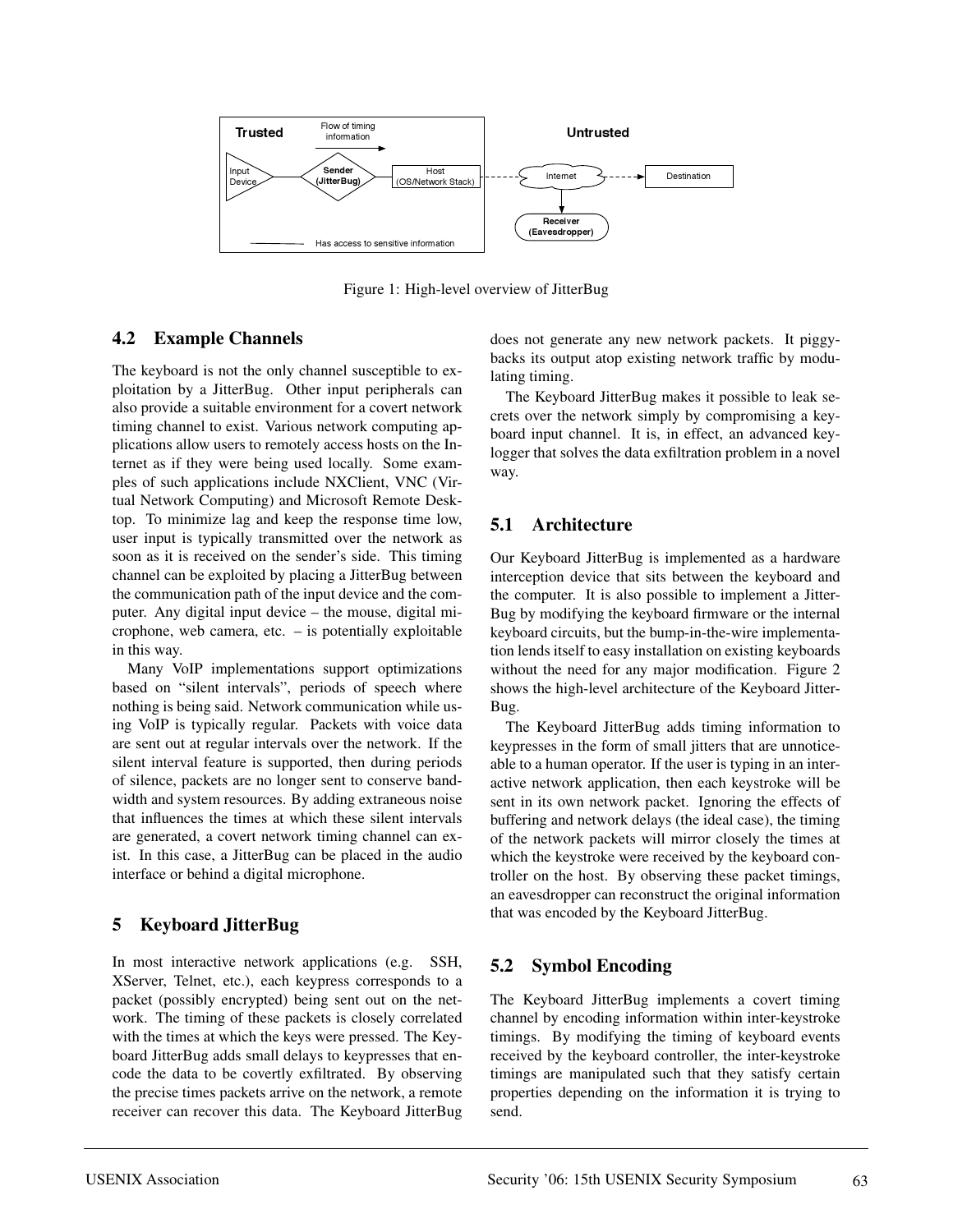Figure 1: High-level overview of JitterBug

### 4.2 Example Channels

The keyboard is not the only channel susceptible to exploitation by a JitterBug. Other input peripherals can also provide a suitable environment for a covert network timing channel to exist. Various network computing applications allow users to remotely access hosts on the Internet as if they were being used locally. Some examples of such applications include NXClient, VNC (Virtual Network Computing) and Microsoft Remote Desktop. To minimize lag and keep the response time low, user input is typically transmitted over the network as soon as it is received on the sender's side. This timing channel can be exploited by placing a JitterBug between the communication path of the input device and the computer. Any digital input device – the mouse, digital microphone, web camera, etc. – is potentially exploitable in this way.

Many VoIP implementations support optimizations based on "silent intervals", periods of speech where nothing is being said. Network communication while using VoIP is typically regular. Packets with voice data are sent out at regular intervals over the network. If the silent interval feature is supported, then during periods of silence, packets are no longer sent to conserve bandwidth and system resources. By adding extraneous noise that influences the times at which these silent intervals are generated, a covert network timing channel can exist. In this case, a JitterBug can be placed in the audio interface or behind a digital microphone.

## 5 Keyboard JitterBug

In most interactive network applications (e.g. SSH, XServer, Telnet, etc.), each keypress corresponds to a packet (possibly encrypted) being sent out on the network. The timing of these packets is closely correlated with the times at which the keys were pressed. The Keyboard JitterBug adds small delays to keypresses that encode the data to be covertly exfiltrated. By observing the precise times packets arrive on the network, a remote receiver can recover this data. The Keyboard JitterBug does not generate any new network packets. It piggybacks its output atop existing network traffic by modulating timing.

The Keyboard JitterBug makes it possible to leak secrets over the network simply by compromising a keyboard input channel. It is, in effect, an advanced keylogger that solves the data exfiltration problem in a novel way.

### 5.1 Architecture

Our Keyboard JitterBug is implemented as a hardware interception device that sits between the keyboard and the computer. It is also possible to implement a JitterBug by modifying the keyboard firmware or the internal keyboard circuits, but the bump-in-the-wire implementation lends itself to easy installation on existing keyboards without the need for any major modification. Figure 2 shows the high-level architecture of the Keyboard JitterBug.

The Keyboard JitterBug adds timing information to keypresses in the form of small jitters that are unnoticeable to a human operator. If the user is typing in an interactive network application, then each keystroke will be sent in its own network packet. Ignoring the effects of buffering and network delays (the ideal case), the timing of the network packets will mirror closely the times at which the keystroke were received by the keyboard controller on the host. By observing these packet timings, an eavesdropper can reconstruct the original information that was encoded by the Keyboard JitterBug.

### 5.2 Symbol Encoding

The Keyboard JitterBug implements a covert timing channel by encoding information within inter-keystroke timings. By modifying the timing of keyboard events received by the keyboard controller, the inter-keystroke timings are manipulated such that they satisfy certain properties depending on the information it is trying to send.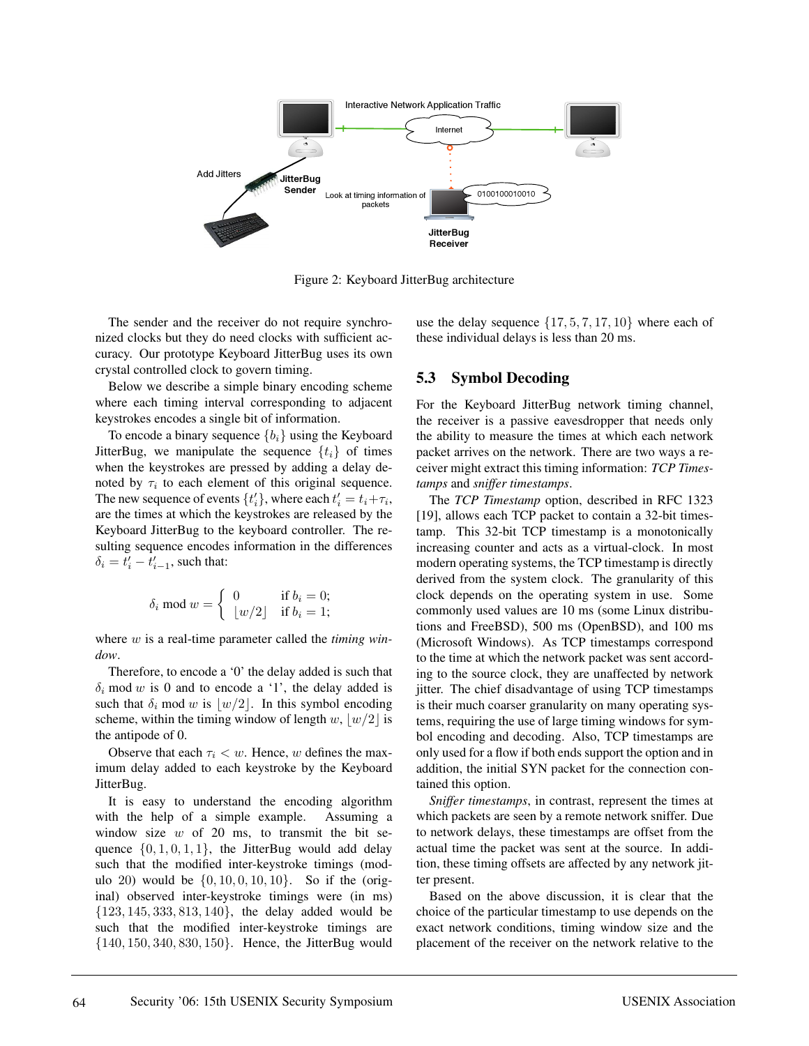Figure 2: Keyboard JitterBug architecture

The sender and the receiver do not require synchronized clocks but they do need clocks with sufficient accuracy. Our prototype Keyboard JitterBug uses its own crystal controlled clock to govern timing.

Below we describe a simple binary encoding scheme where each timing interval corresponding to adjacent keystrokes encodes a single bit of information.

To encode a binary sequence $\{b_i\}$ using the Keyboard JitterBug, we manipulate the sequence $\{t_i\}$ of times when the keystrokes are pressed by adding a delay denoted by $\tau_i$ to each element of this original sequence. The new sequence of events $\{t'_i\}$, where each $t'_i = t_i + \tau_i$, are the times at which the keystrokes are released by the Keyboard JitterBug to the keyboard controller. The resulting sequence encodes information in the differences $\delta_i = t'_i - t'_{i-1}$, such that:

$$\delta_i \bmod w = \begin{cases} 0 & \text{if } b_i = 0; \\ \lfloor w/2 \rfloor & \text{if } b_i = 1; \end{cases}$$

where $w$ is a real-time parameter called the *timing window*.

Therefore, to encode a '0' the delay added is such that $\delta_i \bmod w$ is 0 and to encode a '1', the delay added is such that $\delta_i \bmod w$ is $\lfloor w/2 \rfloor$. In this symbol encoding scheme, within the timing window of length $w$, $\lfloor w/2 \rfloor$ is the antipode of 0.

Observe that each $\tau_i < w$. Hence, $w$ defines the maximum delay added to each keystroke by the Keyboard JitterBug.

It is easy to understand the encoding algorithm with the help of a simple example. Assuming a window size $w$ of 20 ms, to transmit the bit sequence $\{0, 1, 0, 1, 1\}$, the JitterBug would add delay such that the modified inter-keystroke timings (modulo 20) would be $\{0, 10, 0, 10, 10\}$. So if the (original) observed inter-keystroke timings were (in ms) $\{123, 145, 333, 813, 140\}$, the delay added would be such that the modified inter-keystroke timings are $\{140, 150, 340, 830, 150\}$. Hence, the JitterBug would use the delay sequence $\{17, 5, 7, 17, 10\}$ where each of these individual delays is less than 20 ms.

## 5.3 Symbol Decoding

For the Keyboard JitterBug network timing channel, the receiver is a passive eavesdropper that needs only the ability to measure the times at which each network packet arrives on the network. There are two ways a receiver might extract this timing information: *TCP Timestamps* and *sniffer timestamps*.

The *TCP Timestamp* option, described in RFC 1323 [19], allows each TCP packet to contain a 32-bit timestamp. This 32-bit TCP timestamp is a monotonically increasing counter and acts as a virtual-clock. In most modern operating systems, the TCP timestamp is directly derived from the system clock. The granularity of this clock depends on the operating system in use. Some commonly used values are 10 ms (some Linux distributions and FreeBSD), 500 ms (OpenBSD), and 100 ms (Microsoft Windows). As TCP timestamps correspond to the time at which the network packet was sent according to the source clock, they are unaffected by network jitter. The chief disadvantage of using TCP timestamps is their much coarser granularity on many operating systems, requiring the use of large timing windows for symbol encoding and decoding. Also, TCP timestamps are only used for a flow if both ends support the option and in addition, the initial SYN packet for the connection contained this option.

*Sniffer timestamps*, in contrast, represent the times at which packets are seen by a remote network sniffer. Due to network delays, these timestamps are offset from the actual time the packet was sent at the source. In addition, these timing offsets are affected by any network jitter present.

Based on the above discussion, it is clear that the choice of the particular timestamp to use depends on the exact network conditions, timing window size and the placement of the receiver on the network relative to the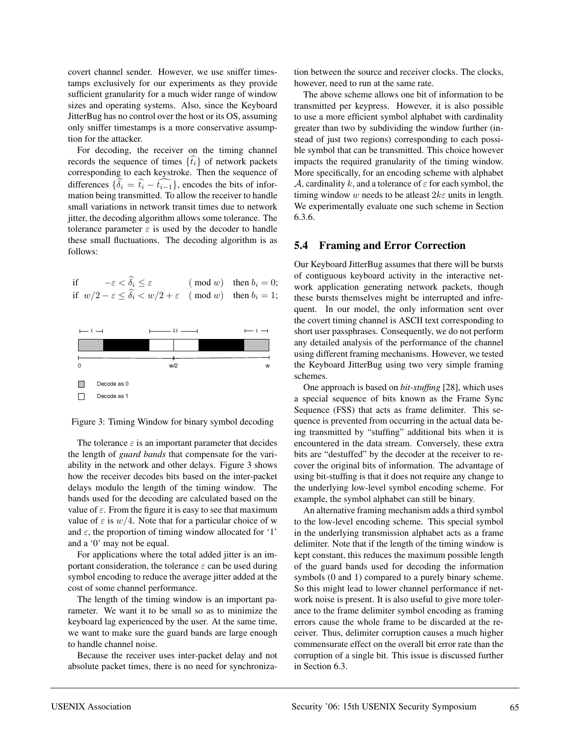covert channel sender. However, we use sniffer timestamps exclusively for our experiments as they provide sufficient granularity for a much wider range of window sizes and operating systems. Also, since the Keyboard JitterBug has no control over the host or its OS, assuming only sniffer timestamps is a more conservative assumption for the attacker.

For decoding, the receiver on the timing channel records the sequence of times $\{\widehat{t_i}\}$ of network packets corresponding to each keystroke. Then the sequence of differences $\{\widehat{\delta_i} = \widehat{t_i} - \widehat{t_{i-1}}\}$, encodes the bits of information being transmitted. To allow the receiver to handle small variations in network transit times due to network jitter, the decoding algorithm allows some tolerance. The tolerance parameter $\varepsilon$ is used by the decoder to handle these small fluctuations. The decoding algorithm is as follows:

$$\begin{array}{llll} \text{if} & -\varepsilon < \widehat{\delta_i} \leq \varepsilon & (\bmod\, w) & \text{then } b_i = 0; \\ \text{if} & w/2 - \varepsilon \leq \widehat{\delta_i} < w/2 + \varepsilon & (\bmod\, w) & \text{then } b_i = 1; \end{array}$$

Figure 3: Timing Window for binary symbol decoding

The tolerance $\varepsilon$ is an important parameter that decides the length of *guard bands* that compensate for the variability in the network and other delays. Figure 3 shows how the receiver decodes bits based on the inter-packet delays modulo the length of the timing window. The bands used for the decoding are calculated based on the value of $\varepsilon$. From the figure it is easy to see that maximum value of $\varepsilon$ is $w/4$. Note that for a particular choice of w and $\varepsilon$, the proportion of timing window allocated for '1' and a '0' may not be equal.

For applications where the total added jitter is an important consideration, the tolerance $\varepsilon$ can be used during symbol encoding to reduce the average jitter added at the cost of some channel performance.

The length of the timing window is an important parameter. We want it to be small so as to minimize the keyboard lag experienced by the user. At the same time, we want to make sure the guard bands are large enough to handle channel noise.

Because the receiver uses inter-packet delay and not absolute packet times, there is no need for synchronization between the source and receiver clocks. The clocks, however, need to run at the same rate.

The above scheme allows one bit of information to be transmitted per keypress. However, it is also possible to use a more efficient symbol alphabet with cardinality greater than two by subdividing the window further (instead of just two regions) corresponding to each possible symbol that can be transmitted. This choice however impacts the required granularity of the timing window. More specifically, for an encoding scheme with alphabet $\mathcal{A}$, cardinality $k$, and a tolerance of $\varepsilon$ for each symbol, the timing window $w$ needs to be atleast $2k\varepsilon$ units in length. We experimentally evaluate one such scheme in Section 6.3.6.

## 5.4 Framing and Error Correction

Our Keyboard JitterBug assumes that there will be bursts of contiguous keyboard activity in the interactive network application generating network packets, though these bursts themselves might be interrupted and infrequent. In our model, the only information sent over the covert timing channel is ASCII text corresponding to short user passphrases. Consequently, we do not perform any detailed analysis of the performance of the channel using different framing mechanisms. However, we tested the Keyboard JitterBug using two very simple framing schemes.

One approach is based on *bit-stuffing* [28], which uses a special sequence of bits known as the Frame Sync Sequence (FSS) that acts as frame delimiter. This sequence is prevented from occurring in the actual data being transmitted by "stuffing" additional bits when it is encountered in the data stream. Conversely, these extra bits are "destuffed" by the decoder at the receiver to recover the original bits of information. The advantage of using bit-stuffing is that it does not require any change to the underlying low-level symbol encoding scheme. For example, the symbol alphabet can still be binary.

An alternative framing mechanism adds a third symbol to the low-level encoding scheme. This special symbol in the underlying transmission alphabet acts as a frame delimiter. Note that if the length of the timing window is kept constant, this reduces the maximum possible length of the guard bands used for decoding the information symbols (0 and 1) compared to a purely binary scheme. So this might lead to lower channel performance if network noise is present. It is also useful to give more tolerance to the frame delimiter symbol encoding as framing errors cause the whole frame to be discarded at the receiver. Thus, delimiter corruption causes a much higher commensurate effect on the overall bit error rate than the corruption of a single bit. This issue is discussed further in Section 6.3.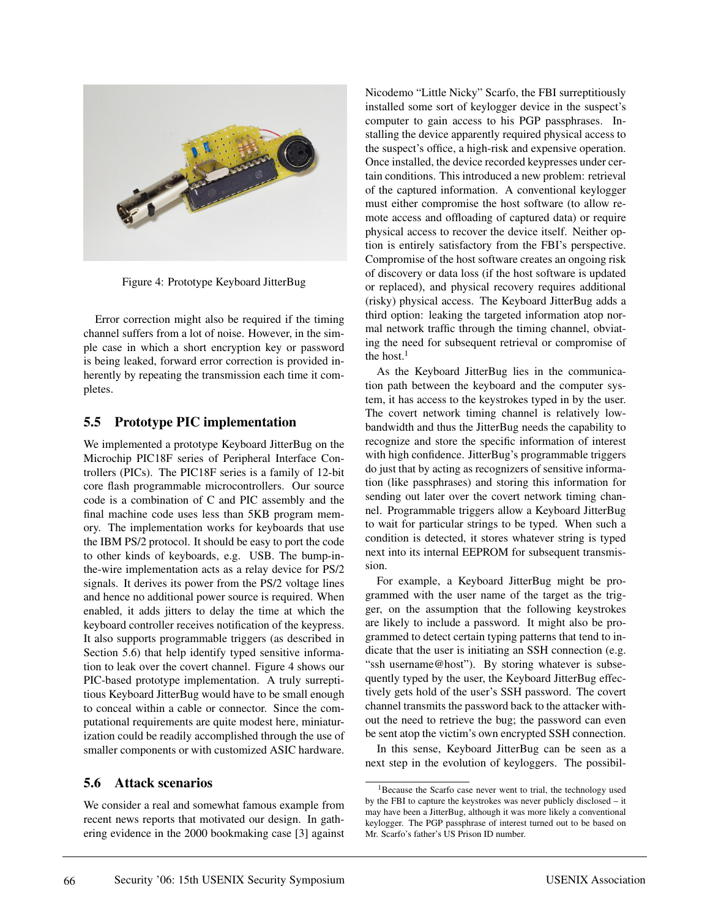Figure 4: Prototype Keyboard JitterBug

Error correction might also be required if the timing channel suffers from a lot of noise. However, in the simple case in which a short encryption key or password is being leaked, forward error correction is provided inherently by repeating the transmission each time it completes.

## 5.5 Prototype PIC implementation

We implemented a prototype Keyboard JitterBug on the Microchip PIC18F series of Peripheral Interface Controllers (PICs). The PIC18F series is a family of 12-bit core flash programmable microcontrollers. Our source code is a combination of C and PIC assembly and the final machine code uses less than 5KB program memory. The implementation works for keyboards that use the IBM PS/2 protocol. It should be easy to port the code to other kinds of keyboards, e.g. USB. The bump-in-the-wire implementation acts as a relay device for PS/2 signals. It derives its power from the PS/2 voltage lines and hence no additional power source is required. When enabled, it adds jitters to delay the time at which the keyboard controller receives notification of the keypress. It also supports programmable triggers (as described in Section 5.6) that help identify typed sensitive information to leak over the covert channel. Figure 4 shows our PIC-based prototype implementation. A truly surreptitious Keyboard JitterBug would have to be small enough to conceal within a cable or connector. Since the computational requirements are quite modest here, miniaturization could be readily accomplished through the use of smaller components or with customized ASIC hardware.

## 5.6 Attack scenarios

We consider a real and somewhat famous example from recent news reports that motivated our design. In gathering evidence in the 2000 bookmaking case [3] against Nicodemo "Little Nicky" Scarfo, the FBI surreptitiously installed some sort of keylogger device in the suspect's computer to gain access to his PGP passphrases. Installing the device apparently required physical access to the suspect's office, a high-risk and expensive operation. Once installed, the device recorded keypresses under certain conditions. This introduced a new problem: retrieval of the captured information. A conventional keylogger must either compromise the host software (to allow remote access and offloading of captured data) or require physical access to recover the device itself. Neither option is entirely satisfactory from the FBI's perspective. Compromise of the host software creates an ongoing risk of discovery or data loss (if the host software is updated or replaced), and physical recovery requires additional (risky) physical access. The Keyboard JitterBug adds a third option: leaking the targeted information atop normal network traffic through the timing channel, obviating the need for subsequent retrieval or compromise of the host.[1]

As the Keyboard JitterBug lies in the communication path between the keyboard and the computer system, it has access to the keystrokes typed in by the user. The covert network timing channel is relatively low-bandwidth and thus the JitterBug needs the capability to recognize and store the specific information of interest with high confidence. JitterBug's programmable triggers do just that by acting as recognizers of sensitive information (like passphrases) and storing this information for sending out later over the covert network timing channel. Programmable triggers allow a Keyboard JitterBug to wait for particular strings to be typed. When such a condition is detected, it stores whatever string is typed next into its internal EEPROM for subsequent transmission.

For example, a Keyboard JitterBug might be programmed with the user name of the target as the trigger, on the assumption that the following keystrokes are likely to include a password. It might also be programmed to detect certain typing patterns that tend to indicate that the user is initiating an SSH connection (e.g. "ssh username@host"). By storing whatever is subsequently typed by the user, the Keyboard JitterBug effectively gets hold of the user's SSH password. The covert channel transmits the password back to the attacker without the need to retrieve the bug; the password can even be sent atop the victim's own encrypted SSH connection.

In this sense, Keyboard JitterBug can be seen as a next step in the evolution of keyloggers. The possibil-

[1] Because the Scarfo case never went to trial, the technology used by the FBI to capture the keystrokes was never publicly disclosed – it may have been a JitterBug, although it was more likely a conventional keylogger. The PGP passphrase of interest turned out to be based on Mr. Scarfo's father's US Prison ID number.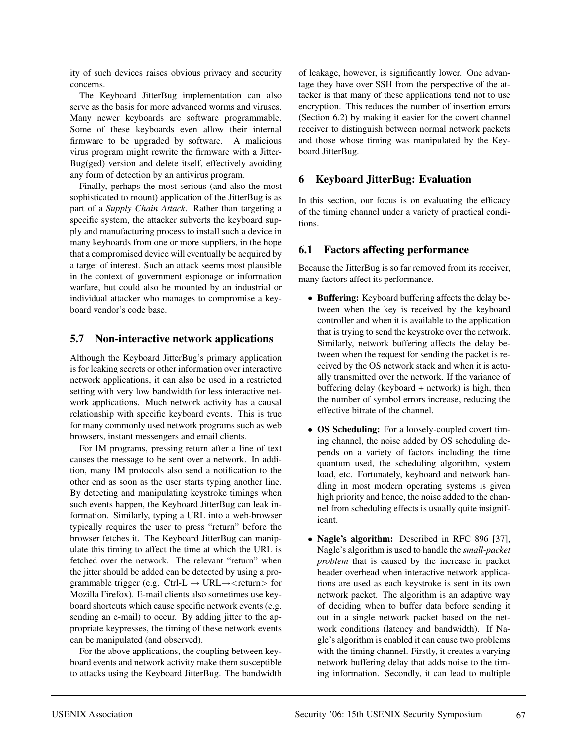ity of such devices raises obvious privacy and security concerns.

The Keyboard JitterBug implementation can also serve as the basis for more advanced worms and viruses. Many newer keyboards are software programmable. Some of these keyboards even allow their internal firmware to be upgraded by software. A malicious virus program might rewrite the firmware with a JitterBug(ged) version and delete itself, effectively avoiding any form of detection by an antivirus program.

Finally, perhaps the most serious (and also the most sophisticated to mount) application of the JitterBug is as part of a *Supply Chain Attack*. Rather than targeting a specific system, the attacker subverts the keyboard supply and manufacturing process to install such a device in many keyboards from one or more suppliers, in the hope that a compromised device will eventually be acquired by a target of interest. Such an attack seems most plausible in the context of government espionage or information warfare, but could also be mounted by an industrial or individual attacker who manages to compromise a keyboard vendor's code base.

### 5.7 Non-interactive network applications

Although the Keyboard JitterBug's primary application is for leaking secrets or other information over interactive network applications, it can also be used in a restricted setting with very low bandwidth for less interactive network applications. Much network activity has a causal relationship with specific keyboard events. This is true for many commonly used network programs such as web browsers, instant messengers and email clients.

For IM programs, pressing return after a line of text causes the message to be sent over a network. In addition, many IM protocols also send a notification to the other end as soon as the user starts typing another line. By detecting and manipulating keystroke timings when such events happen, the Keyboard JitterBug can leak information. Similarly, typing a URL into a web-browser typically requires the user to press "return" before the browser fetches it. The Keyboard JitterBug can manipulate this timing to affect the time at which the URL is fetched over the network. The relevant "return" when the jitter should be added can be detected by using a programmable trigger (e.g. Ctrl-L → URL→<return> for Mozilla Firefox). E-mail clients also sometimes use keyboard shortcuts which cause specific network events (e.g. sending an e-mail) to occur. By adding jitter to the appropriate keypresses, the timing of these network events can be manipulated (and observed).

For the above applications, the coupling between keyboard events and network activity make them susceptible to attacks using the Keyboard JitterBug. The bandwidth of leakage, however, is significantly lower. One advantage they have over SSH from the perspective of the attacker is that many of these applications tend not to use encryption. This reduces the number of insertion errors (Section 6.2) by making it easier for the covert channel receiver to distinguish between normal network packets and those whose timing was manipulated by the Keyboard JitterBug.

## 6 Keyboard JitterBug: Evaluation

In this section, our focus is on evaluating the efficacy of the timing channel under a variety of practical conditions.

### 6.1 Factors affecting performance

Because the JitterBug is so far removed from its receiver, many factors affect its performance.

- **Buffering:** Keyboard buffering affects the delay between when the key is received by the keyboard controller and when it is available to the application that is trying to send the keystroke over the network. Similarly, network buffering affects the delay between when the request for sending the packet is received by the OS network stack and when it is actually transmitted over the network. If the variance of buffering delay (keyboard + network) is high, then the number of symbol errors increase, reducing the effective bitrate of the channel.
- **OS Scheduling:** For a loosely-coupled covert timing channel, the noise added by OS scheduling depends on a variety of factors including the time quantum used, the scheduling algorithm, system load, etc. Fortunately, keyboard and network handling in most modern operating systems is given high priority and hence, the noise added to the channel from scheduling effects is usually quite insignificant.
- **Nagle's algorithm:** Described in RFC 896 [37], Nagle's algorithm is used to handle the *small-packet problem* that is caused by the increase in packet header overhead when interactive network applications are used as each keystroke is sent in its own network packet. The algorithm is an adaptive way of deciding when to buffer data before sending it out in a single network packet based on the network conditions (latency and bandwidth). If Nagle's algorithm is enabled it can cause two problems with the timing channel. Firstly, it creates a varying network buffering delay that adds noise to the timing information. Secondly, it can lead to multiple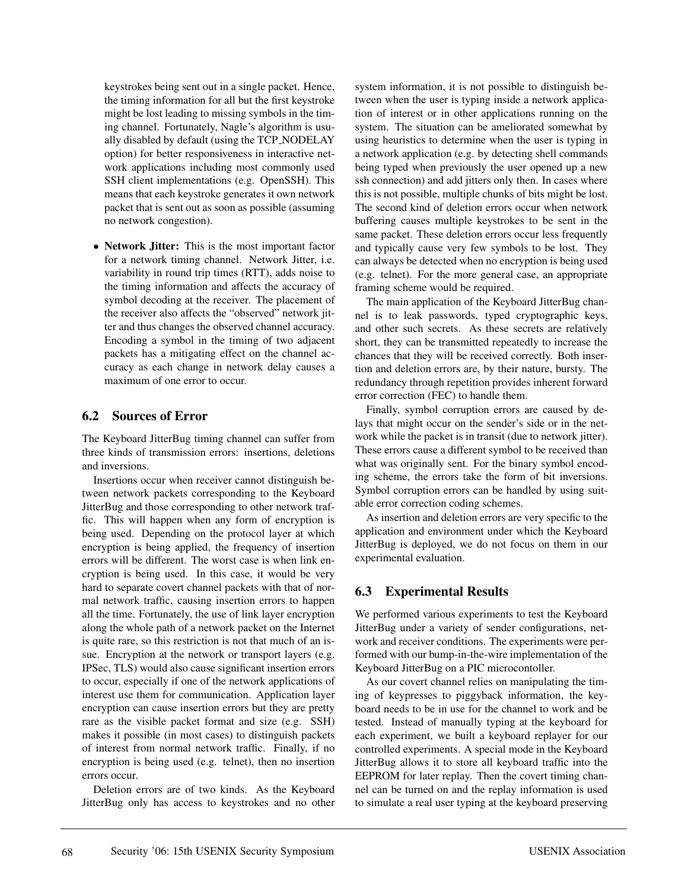keystrokes being sent out in a single packet. Hence, the timing information for all but the first keystroke might be lost leading to missing symbols in the timing channel. Fortunately, Nagle's algorithm is usually disabled by default (using the TCP_NODELAY option) for better responsiveness in interactive network applications including most commonly used SSH client implementations (e.g. OpenSSH). This means that each keystroke generates it own network packet that is sent out as soon as possible (assuming no network congestion).

- **Network Jitter:** This is the most important factor for a network timing channel. Network Jitter, i.e. variability in round trip times (RTT), adds noise to the timing information and affects the accuracy of symbol decoding at the receiver. The placement of the receiver also affects the "observed" network jitter and thus changes the observed channel accuracy. Encoding a symbol in the timing of two adjacent packets has a mitigating effect on the channel accuracy as each change in network delay causes a maximum of one error to occur.

## 6.2 Sources of Error

The Keyboard JitterBug timing channel can suffer from three kinds of transmission errors: insertions, deletions and inversions.

Insertions occur when receiver cannot distinguish between network packets corresponding to the Keyboard JitterBug and those corresponding to other network traffic. This will happen when any form of encryption is being used. Depending on the protocol layer at which encryption is being applied, the frequency of insertion errors will be different. The worst case is when link encryption is being used. In this case, it would be very hard to separate covert channel packets with that of normal network traffic, causing insertion errors to happen all the time. Fortunately, the use of link layer encryption along the whole path of a network packet on the Internet is quite rare, so this restriction is not that much of an issue. Encryption at the network or transport layers (e.g. IPSec, TLS) would also cause significant insertion errors to occur, especially if one of the network applications of interest use them for communication. Application layer encryption can cause insertion errors but they are pretty rare as the visible packet format and size (e.g. SSH) makes it possible (in most cases) to distinguish packets of interest from normal network traffic. Finally, if no encryption is being used (e.g. telnet), then no insertion errors occur.

Deletion errors are of two kinds. As the Keyboard JitterBug only has access to keystrokes and no other system information, it is not possible to distinguish between when the user is typing inside a network application of interest or in other applications running on the system. The situation can be ameliorated somewhat by using heuristics to determine when the user is typing in a network application (e.g. by detecting shell commands being typed when previously the user opened up a new ssh connection) and add jitters only then. In cases where this is not possible, multiple chunks of bits might be lost. The second kind of deletion errors occur when network buffering causes multiple keystrokes to be sent in the same packet. These deletion errors occur less frequently and typically cause very few symbols to be lost. They can always be detected when no encryption is being used (e.g. telnet). For the more general case, an appropriate framing scheme would be required.

The main application of the Keyboard JitterBug channel is to leak passwords, typed cryptographic keys, and other such secrets. As these secrets are relatively short, they can be transmitted repeatedly to increase the chances that they will be received correctly. Both insertion and deletion errors are, by their nature, bursty. The redundancy through repetition provides inherent forward error correction (FEC) to handle them.

Finally, symbol corruption errors are caused by delays that might occur on the sender's side or in the network while the packet is in transit (due to network jitter). These errors cause a different symbol to be received than what was originally sent. For the binary symbol encoding scheme, the errors take the form of bit inversions. Symbol corruption errors can be handled by using suitable error correction coding schemes.

As insertion and deletion errors are very specific to the application and environment under which the Keyboard JitterBug is deployed, we do not focus on them in our experimental evaluation.

## 6.3 Experimental Results

We performed various experiments to test the Keyboard JitterBug under a variety of sender configurations, network and receiver conditions. The experiments were performed with our bump-in-the-wire implementation of the Keyboard JitterBug on a PIC microcontoller.

As our covert channel relies on manipulating the timing of keypresses to piggyback information, the keyboard needs to be in use for the channel to work and be tested. Instead of manually typing at the keyboard for each experiment, we built a keyboard replayer for our controlled experiments. A special mode in the Keyboard JitterBug allows it to store all keyboard traffic into the EEPROM for later replay. Then the covert timing channel can be turned on and the replay information is used to simulate a real user typing at the keyboard preserving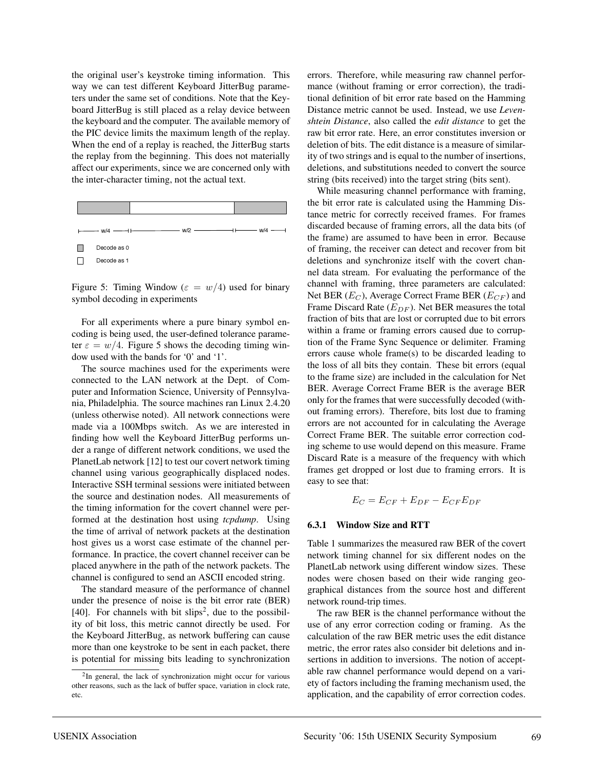the original user's keystroke timing information. This way we can test different Keyboard JitterBug parameters under the same set of conditions. Note that the Keyboard JitterBug is still placed as a relay device between the keyboard and the computer. The available memory of the PIC device limits the maximum length of the replay. When the end of a replay is reached, the JitterBug starts the replay from the beginning. This does not materially affect our experiments, since we are concerned only with the inter-character timing, not the actual text.

Figure 5: Timing Window ($\varepsilon = w/4$) used for binary symbol decoding in experiments

For all experiments where a pure binary symbol encoding is being used, the user-defined tolerance parameter $\varepsilon = w/4$. Figure 5 shows the decoding timing window used with the bands for '0' and '1'.

The source machines used for the experiments were connected to the LAN network at the Dept. of Computer and Information Science, University of Pennsylvania, Philadelphia. The source machines ran Linux 2.4.20 (unless otherwise noted). All network connections were made via a 100Mbps switch. As we are interested in finding how well the Keyboard JitterBug performs under a range of different network conditions, we used the PlanetLab network [12] to test our covert network timing channel using various geographically displaced nodes. Interactive SSH terminal sessions were initiated between the source and destination nodes. All measurements of the timing information for the covert channel were performed at the destination host using *tcpdump*. Using the time of arrival of network packets at the destination host gives us a worst case estimate of the channel performance. In practice, the covert channel receiver can be placed anywhere in the path of the network packets. The channel is configured to send an ASCII encoded string.

The standard measure of the performance of channel under the presence of noise is the bit error rate (BER) [40]. For channels with bit slips[2], due to the possibility of bit loss, this metric cannot directly be used. For the Keyboard JitterBug, as network buffering can cause more than one keystroke to be sent in each packet, there is potential for missing bits leading to synchronization errors. Therefore, while measuring raw channel performance (without framing or error correction), the traditional definition of bit error rate based on the Hamming Distance metric cannot be used. Instead, we use *Levenshtein Distance*, also called the *edit distance* to get the raw bit error rate. Here, an error constitutes inversion or deletion of bits. The edit distance is a measure of similarity of two strings and is equal to the number of insertions, deletions, and substitutions needed to convert the source string (bits received) into the target string (bits sent).

While measuring channel performance with framing, the bit error rate is calculated using the Hamming Distance metric for correctly received frames. For frames discarded because of framing errors, all the data bits (of the frame) are assumed to have been in error. Because of framing, the receiver can detect and recover from bit deletions and synchronize itself with the covert channel data stream. For evaluating the performance of the channel with framing, three parameters are calculated: Net BER ($E_C$), Average Correct Frame BER ($E_{CF}$) and Frame Discard Rate ($E_{DF}$). Net BER measures the total fraction of bits that are lost or corrupted due to bit errors within a frame or framing errors caused due to corruption of the Frame Sync Sequence or delimiter. Framing errors cause whole frame(s) to be discarded leading to the loss of all bits they contain. These bit errors (equal to the frame size) are included in the calculation for Net BER. Average Correct Frame BER is the average BER only for the frames that were successfully decoded (without framing errors). Therefore, bits lost due to framing errors are not accounted for in calculating the Average Correct Frame BER. The suitable error correction coding scheme to use would depend on this measure. Frame Discard Rate is a measure of the frequency with which frames get dropped or lost due to framing errors. It is easy to see that:

$$E_C = E_{CF} + E_{DF} - E_{CF}E_{DF}$$

#### 6.3.1 Window Size and RTT

Table 1 summarizes the measured raw BER of the covert network timing channel for six different nodes on the PlanetLab network using different window sizes. These nodes were chosen based on their wide ranging geographical distances from the source host and different network round-trip times.

The raw BER is the channel performance without the use of any error correction coding or framing. As the calculation of the raw BER metric uses the edit distance metric, the error rates also consider bit deletions and insertions in addition to inversions. The notion of acceptable raw channel performance would depend on a variety of factors including the framing mechanism used, the application, and the capability of error correction codes.

[2] In general, the lack of synchronization might occur for various other reasons, such as the lack of buffer space, variation in clock rate, etc.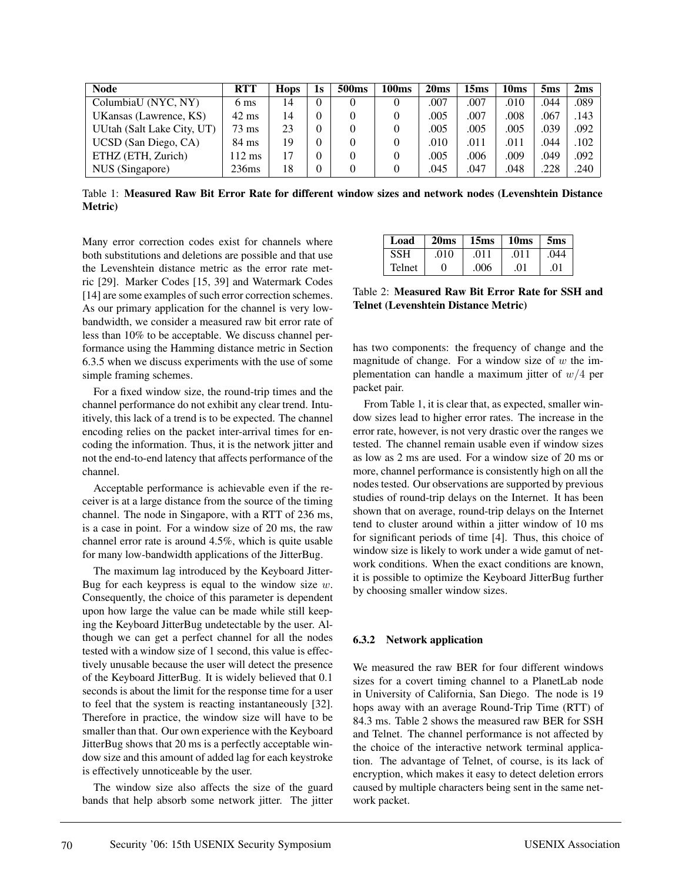| Node | RTT | Hops | 1s | 500ms | 100ms | 20ms | 15ms | 10ms | 5ms | 2ms |
|---|---|---|---|---|---|---|---|---|---|---|
| ColumbiaU (NYC, NY) | 6 ms | 14 | 0 | 0 | 0 | .007 | .007 | .010 | .044 | .089 |
| UKansas (Lawrence, KS) | 42 ms | 14 | 0 | 0 | 0 | .005 | .007 | .008 | .067 | .143 |
| UUtah (Salt Lake City, UT) | 73 ms | 23 | 0 | 0 | 0 | .005 | .005 | .005 | .039 | .092 |
| UCSD (San Diego, CA) | 84 ms | 19 | 0 | 0 | 0 | .010 | .011 | .011 | .044 | .102 |
| ETHZ (ETH, Zurich) | 112 ms | 17 | 0 | 0 | 0 | .005 | .006 | .009 | .049 | .092 |
| NUS (Singapore) | 236ms | 18 | 0 | 0 | 0 | .045 | .047 | .048 | .228 | .240 |

Table 1: **Measured Raw Bit Error Rate for different window sizes and network nodes (Levenshtein Distance Metric)**

Many error correction codes exist for channels where both substitutions and deletions are possible and that use the Levenshtein distance metric as the error rate metric [29]. Marker Codes [15, 39] and Watermark Codes [14] are some examples of such error correction schemes. As our primary application for the channel is very low-bandwidth, we consider a measured raw bit error rate of less than 10% to be acceptable. We discuss channel performance using the Hamming distance metric in Section 6.3.5 when we discuss experiments with the use of some simple framing schemes.

For a fixed window size, the round-trip times and the channel performance do not exhibit any clear trend. Intuitively, this lack of a trend is to be expected. The channel encoding relies on the packet inter-arrival times for encoding the information. Thus, it is the network jitter and not the end-to-end latency that affects performance of the channel.

Acceptable performance is achievable even if the receiver is at a large distance from the source of the timing channel. The node in Singapore, with a RTT of 236 ms, is a case in point. For a window size of 20 ms, the raw channel error rate is around 4.5%, which is quite usable for many low-bandwidth applications of the JitterBug.

The maximum lag introduced by the Keyboard JitterBug for each keypress is equal to the window size $w$. Consequently, the choice of this parameter is dependent upon how large the value can be made while still keeping the Keyboard JitterBug undetectable by the user. Although we can get a perfect channel for all the nodes tested with a window size of 1 second, this value is effectively unusable because the user will detect the presence of the Keyboard JitterBug. It is widely believed that 0.1 seconds is about the limit for the response time for a user to feel that the system is reacting instantaneously [32]. Therefore in practice, the window size will have to be smaller than that. Our own experience with the Keyboard JitterBug shows that 20 ms is a perfectly acceptable window size and this amount of added lag for each keystroke is effectively unnoticeable by the user.

The window size also affects the size of the guard bands that help absorb some network jitter. The jitter has two components: the frequency of change and the magnitude of change. For a window size of $w$ the implementation can handle a maximum jitter of $w/4$ per packet pair.

| Load | 20ms | 15ms | 10ms | 5ms |
|---|---|---|---|---|
| SSH | .010 | .011 | .011 | .044 |
| Telnet | 0 | .006 | .01 | .01 |

Table 2: **Measured Raw Bit Error Rate for SSH and Telnet (Levenshtein Distance Metric)**

From Table 1, it is clear that, as expected, smaller window sizes lead to higher error rates. The increase in the error rate, however, is not very drastic over the ranges we tested. The channel remain usable even if window sizes as low as 2 ms are used. For a window size of 20 ms or more, channel performance is consistently high on all the nodes tested. Our observations are supported by previous studies of round-trip delays on the Internet. It has been shown that on average, round-trip delays on the Internet tend to cluster around within a jitter window of 10 ms for significant periods of time [4]. Thus, this choice of window size is likely to work under a wide gamut of network conditions. When the exact conditions are known, it is possible to optimize the Keyboard JitterBug further by choosing smaller window sizes.

#### 6.3.2 Network application

We measured the raw BER for four different windows sizes for a covert timing channel to a PlanetLab node in University of California, San Diego. The node is 19 hops away with an average Round-Trip Time (RTT) of 84.3 ms. Table 2 shows the measured raw BER for SSH and Telnet. The channel performance is not affected by the choice of the interactive network terminal application. The advantage of Telnet, of course, is its lack of encryption, which makes it easy to detect deletion errors caused by multiple characters being sent in the same network packet.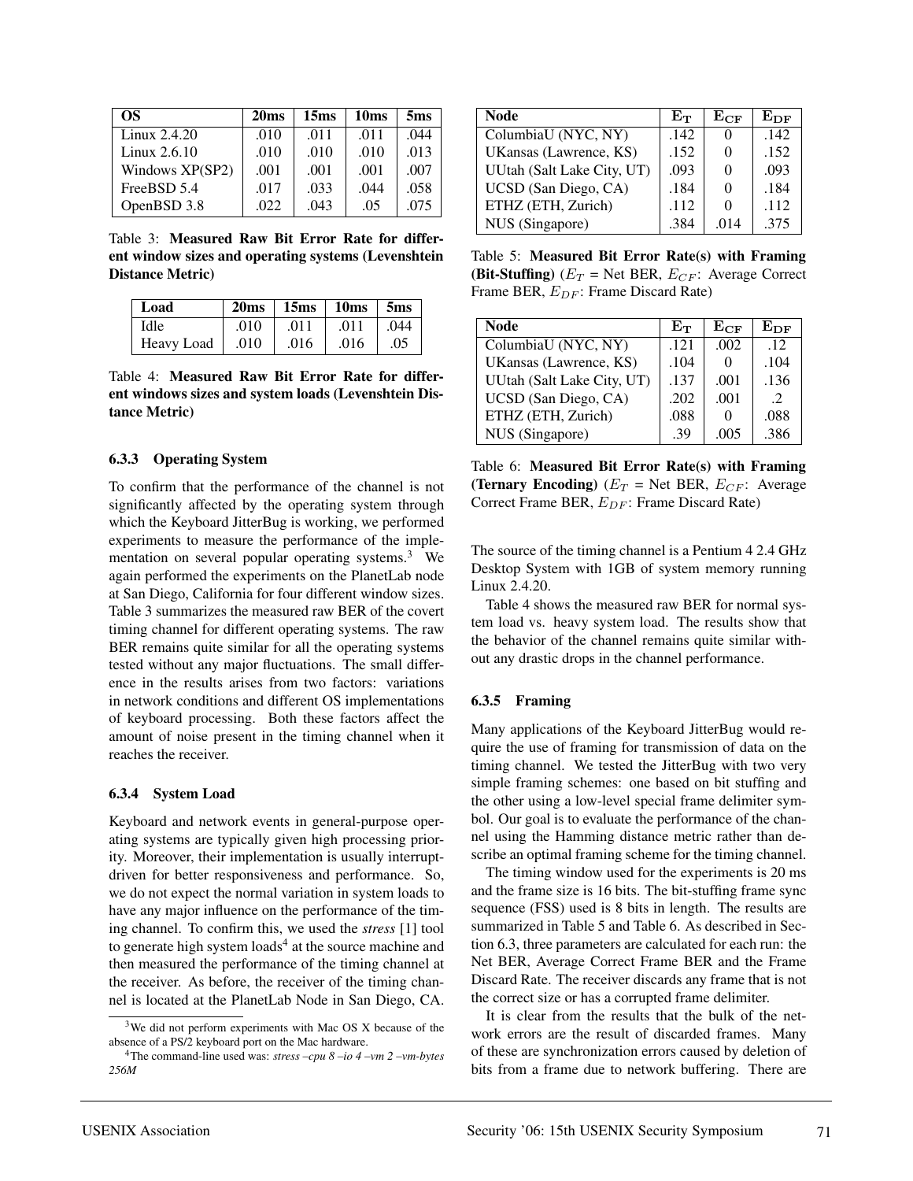| OS | 20ms | 15ms | 10ms | 5ms |
|---|---|---|---|---|
| Linux 2.4.20 | .010 | .011 | .011 | .044 |
| Linux 2.6.10 | .010 | .010 | .010 | .013 |
| Windows XP(SP2) | .001 | .001 | .001 | .007 |
| FreeBSD 5.4 | .017 | .033 | .044 | .058 |
| OpenBSD 3.8 | .022 | .043 | .05 | .075 |

Table 3: **Measured Raw Bit Error Rate for different window sizes and operating systems (Levenshtein Distance Metric)**

| Load | 20ms | 15ms | 10ms | 5ms |
|---|---|---|---|---|
| Idle | .010 | .011 | .011 | .044 |
| Heavy Load | .010 | .016 | .016 | .05 |

Table 4: **Measured Raw Bit Error Rate for different windows sizes and system loads (Levenshtein Distance Metric)**

#### 6.3.3 Operating System

To confirm that the performance of the channel is not significantly affected by the operating system through which the Keyboard JitterBug is working, we performed experiments to measure the performance of the implementation on several popular operating systems.[3] We again performed the experiments on the PlanetLab node at San Diego, California for four different window sizes. Table 3 summarizes the measured raw BER of the covert timing channel for different operating systems. The raw BER remains quite similar for all the operating systems tested without any major fluctuations. The small difference in the results arises from two factors: variations in network conditions and different OS implementations of keyboard processing. Both these factors affect the amount of noise present in the timing channel when it reaches the receiver.

#### 6.3.4 System Load

Keyboard and network events in general-purpose operating systems are typically given high processing priority. Moreover, their implementation is usually interrupt-driven for better responsiveness and performance. So, we do not expect the normal variation in system loads to have any major influence on the performance of the timing channel. To confirm this, we used the *stress* [1] tool to generate high system loads[4] at the source machine and then measured the performance of the timing channel at the receiver. As before, the receiver of the timing channel is located at the PlanetLab Node in San Diego, CA. The source of the timing channel is a Pentium 4 2.4 GHz Desktop System with 1GB of system memory running Linux 2.4.20.

Table 4 shows the measured raw BER for normal system load vs. heavy system load. The results show that the behavior of the channel remains quite similar without any drastic drops in the channel performance.

[3] We did not perform experiments with Mac OS X because of the absence of a PS/2 keyboard port on the Mac hardware.

[4] The command-line used was: *stress –cpu 8 –io 4 –vm 2 –vm-bytes 256M*

| Node | $E_T$ | $E_{CF}$ | $E_{DF}$ |
|---|---|---|---|
| ColumbiaU (NYC, NY) | .142 | 0 | .142 |
| UKansas (Lawrence, KS) | .152 | 0 | .152 |
| UUtah (Salt Lake City, UT) | .093 | 0 | .093 |
| UCSD (San Diego, CA) | .184 | 0 | .184 |
| ETHZ (ETH, Zurich) | .112 | 0 | .112 |
| NUS (Singapore) | .384 | .014 | .375 |

Table 5: **Measured Bit Error Rate(s) with Framing (Bit-Stuffing)** ($E_T$ = Net BER, $E_{CF}$: Average Correct Frame BER, $E_{DF}$: Frame Discard Rate)

| Node | $E_T$ | $E_{CF}$ | $E_{DF}$ |
|---|---|---|---|
| ColumbiaU (NYC, NY) | .121 | .002 | .12 |
| UKansas (Lawrence, KS) | .104 | 0 | .104 |
| UUtah (Salt Lake City, UT) | .137 | .001 | .136 |
| UCSD (San Diego, CA) | .202 | .001 | .2 |
| ETHZ (ETH, Zurich) | .088 | 0 | .088 |
| NUS (Singapore) | .39 | .005 | .386 |

Table 6: **Measured Bit Error Rate(s) with Framing (Ternary Encoding)** ($E_T$ = Net BER, $E_{CF}$: Average Correct Frame BER, $E_{DF}$: Frame Discard Rate)

#### 6.3.5 Framing

Many applications of the Keyboard JitterBug would require the use of framing for transmission of data on the timing channel. We tested the JitterBug with two very simple framing schemes: one based on bit stuffing and the other using a low-level special frame delimiter symbol. Our goal is to evaluate the performance of the channel using the Hamming distance metric rather than describe an optimal framing scheme for the timing channel.

The timing window used for the experiments is 20 ms and the frame size is 16 bits. The bit-stuffing frame sync sequence (FSS) used is 8 bits in length. The results are summarized in Table 5 and Table 6. As described in Section 6.3, three parameters are calculated for each run: the Net BER, Average Correct Frame BER and the Frame Discard Rate. The receiver discards any frame that is not the correct size or has a corrupted frame delimiter.

It is clear from the results that the bulk of the network errors are the result of discarded frames. Many of these are synchronization errors caused by deletion of bits from a frame due to network buffering. There are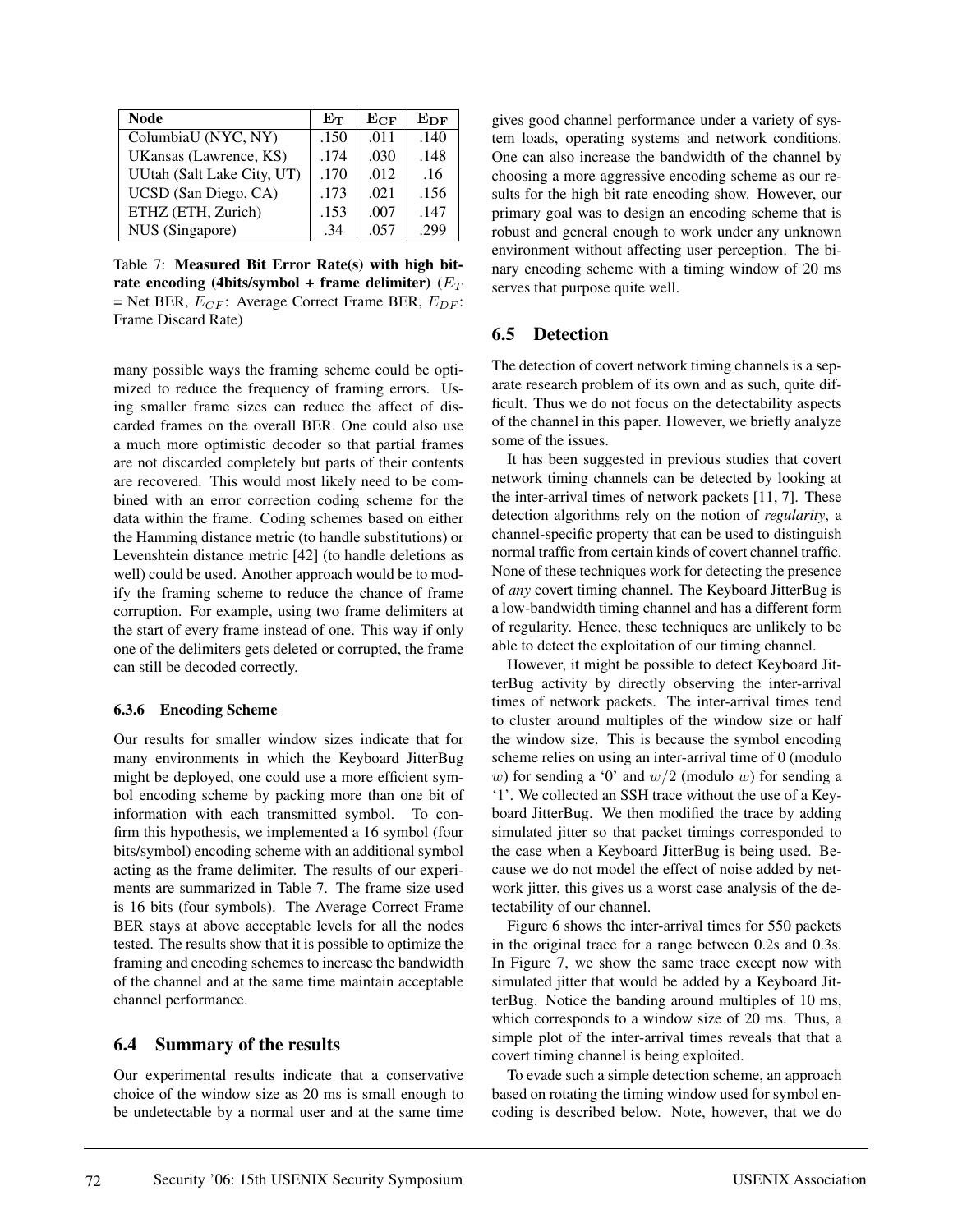| Node | $\mathbf{E_T}$ | $\mathbf{E_{CF}}$ | $\mathbf{E_{DF}}$ |
|---|---|---|---|
| ColumbiaU (NYC, NY) | .150 | .011 | .140 |
| UKansas (Lawrence, KS) | .174 | .030 | .148 |
| UUtah (Salt Lake City, UT) | .170 | .012 | .16 |
| UCSD (San Diego, CA) | .173 | .021 | .156 |
| ETHZ (ETH, Zurich) | .153 | .007 | .147 |
| NUS (Singapore) | .34 | .057 | .299 |

Table 7: **Measured Bit Error Rate(s) with high bit-rate encoding (4bits/symbol + frame delimiter)** ($E_T$ = Net BER, $E_{CF}$: Average Correct Frame BER, $E_{DF}$: Frame Discard Rate)

many possible ways the framing scheme could be optimized to reduce the frequency of framing errors. Using smaller frame sizes can reduce the affect of discarded frames on the overall BER. One could also use a much more optimistic decoder so that partial frames are not discarded completely but parts of their contents are recovered. This would most likely need to be combined with an error correction coding scheme for the data within the frame. Coding schemes based on either the Hamming distance metric (to handle substitutions) or Levenshtein distance metric [42] (to handle deletions as well) could be used. Another approach would be to modify the framing scheme to reduce the chance of frame corruption. For example, using two frame delimiters at the start of every frame instead of one. This way if only one of the delimiters gets deleted or corrupted, the frame can still be decoded correctly.

#### 6.3.6 Encoding Scheme

Our results for smaller window sizes indicate that for many environments in which the Keyboard JitterBug might be deployed, one could use a more efficient symbol encoding scheme by packing more than one bit of information with each transmitted symbol. To confirm this hypothesis, we implemented a 16 symbol (four bits/symbol) encoding scheme with an additional symbol acting as the frame delimiter. The results of our experiments are summarized in Table 7. The frame size used is 16 bits (four symbols). The Average Correct Frame BER stays at above acceptable levels for all the nodes tested. The results show that it is possible to optimize the framing and encoding schemes to increase the bandwidth of the channel and at the same time maintain acceptable channel performance.

### 6.4 Summary of the results

Our experimental results indicate that a conservative choice of the window size as 20 ms is small enough to be undetectable by a normal user and at the same time gives good channel performance under a variety of system loads, operating systems and network conditions. One can also increase the bandwidth of the channel by choosing a more aggressive encoding scheme as our results for the high bit rate encoding show. However, our primary goal was to design an encoding scheme that is robust and general enough to work under any unknown environment without affecting user perception. The binary encoding scheme with a timing window of 20 ms serves that purpose quite well.

### 6.5 Detection

The detection of covert network timing channels is a separate research problem of its own and as such, quite difficult. Thus we do not focus on the detectability aspects of the channel in this paper. However, we briefly analyze some of the issues.

It has been suggested in previous studies that covert network timing channels can be detected by looking at the inter-arrival times of network packets [11, 7]. These detection algorithms rely on the notion of *regularity*, a channel-specific property that can be used to distinguish normal traffic from certain kinds of covert channel traffic. None of these techniques work for detecting the presence of *any* covert timing channel. The Keyboard JitterBug is a low-bandwidth timing channel and has a different form of regularity. Hence, these techniques are unlikely to be able to detect the exploitation of our timing channel.

However, it might be possible to detect Keyboard JitterBug activity by directly observing the inter-arrival times of network packets. The inter-arrival times tend to cluster around multiples of the window size or half the window size. This is because the symbol encoding scheme relies on using an inter-arrival time of 0 (modulo $w$) for sending a '0' and $w/2$ (modulo $w$) for sending a '1'. We collected an SSH trace without the use of a Keyboard JitterBug. We then modified the trace by adding simulated jitter so that packet timings corresponded to the case when a Keyboard JitterBug is being used. Because we do not model the effect of noise added by network jitter, this gives us a worst case analysis of the detectability of our channel.

Figure 6 shows the inter-arrival times for 550 packets in the original trace for a range between 0.2s and 0.3s. In Figure 7, we show the same trace except now with simulated jitter that would be added by a Keyboard JitterBug. Notice the banding around multiples of 10 ms, which corresponds to a window size of 20 ms. Thus, a simple plot of the inter-arrival times reveals that that a covert timing channel is being exploited.

To evade such a simple detection scheme, an approach based on rotating the timing window used for symbol encoding is described below. Note, however, that we do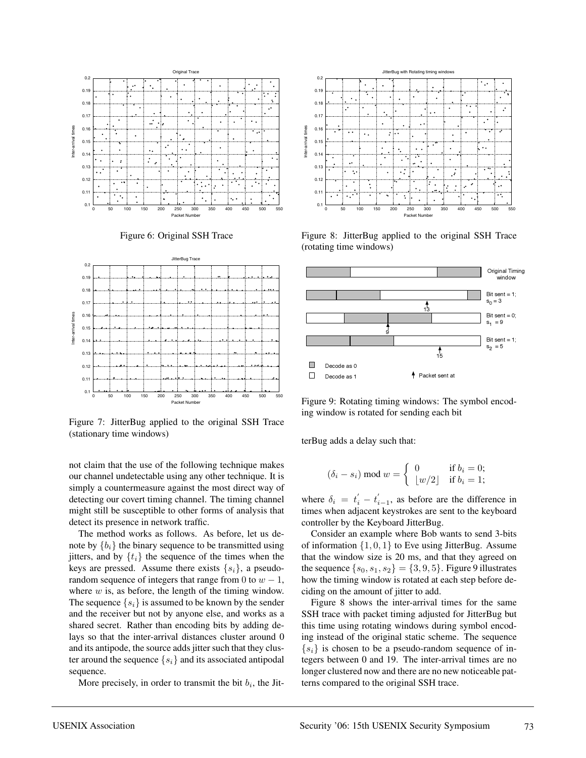Figure 6: Original SSH Trace

Figure 7: JitterBug applied to the original SSH Trace (stationary time windows)

Figure 8: JitterBug applied to the original SSH Trace (rotating time windows)

Figure 9: Rotating timing windows: The symbol encoding window is rotated for sending each bit

not claim that the use of the following technique makes our channel undetectable using any other technique. It is simply a countermeasure against the most direct way of detecting our covert timing channel. The timing channel might still be susceptible to other forms of analysis that detect its presence in network traffic.

The method works as follows. As before, let us denote by $\{b_i\}$ the binary sequence to be transmitted using jitters, and by $\{t_i\}$ the sequence of the times when the keys are pressed. Assume there exists $\{s_i\}$, a pseudo-random sequence of integers that range from 0 to $w-1$, where $w$ is, as before, the length of the timing window. The sequence $\{s_i\}$ is assumed to be known by the sender and the receiver but not by anyone else, and works as a shared secret. Rather than encoding bits by adding delays so that the inter-arrival distances cluster around 0 and its antipode, the source adds jitter such that they cluster around the sequence $\{s_i\}$ and its associated antipodal sequence.

More precisely, in order to transmit the bit $b_i$, the JitterBug adds a delay such that:

$$(\delta_i - s_i) \bmod w = \begin{cases} 0 & \text{if } b_i = 0; \\ \lfloor w/2 \rfloor & \text{if } b_i = 1; \end{cases}$$

where $\delta_i = t_i^{'} - t_{i-1}^{'}$, as before are the difference in times when adjacent keystrokes are sent to the keyboard controller by the Keyboard JitterBug.

Consider an example where Bob wants to send 3-bits of information $\{1, 0, 1\}$ to Eve using JitterBug. Assume that the window size is 20 ms, and that they agreed on the sequence $\{s_0, s_1, s_2\} = \{3, 9, 5\}$. Figure 9 illustrates how the timing window is rotated at each step before deciding on the amount of jitter to add.

Figure 8 shows the inter-arrival times for the same SSH trace with packet timing adjusted for JitterBug but this time using rotating windows during symbol encoding instead of the original static scheme. The sequence $\{s_i\}$ is chosen to be a pseudo-random sequence of integers between 0 and 19. The inter-arrival times are no longer clustered now and there are no new noticeable patterns compared to the original SSH trace.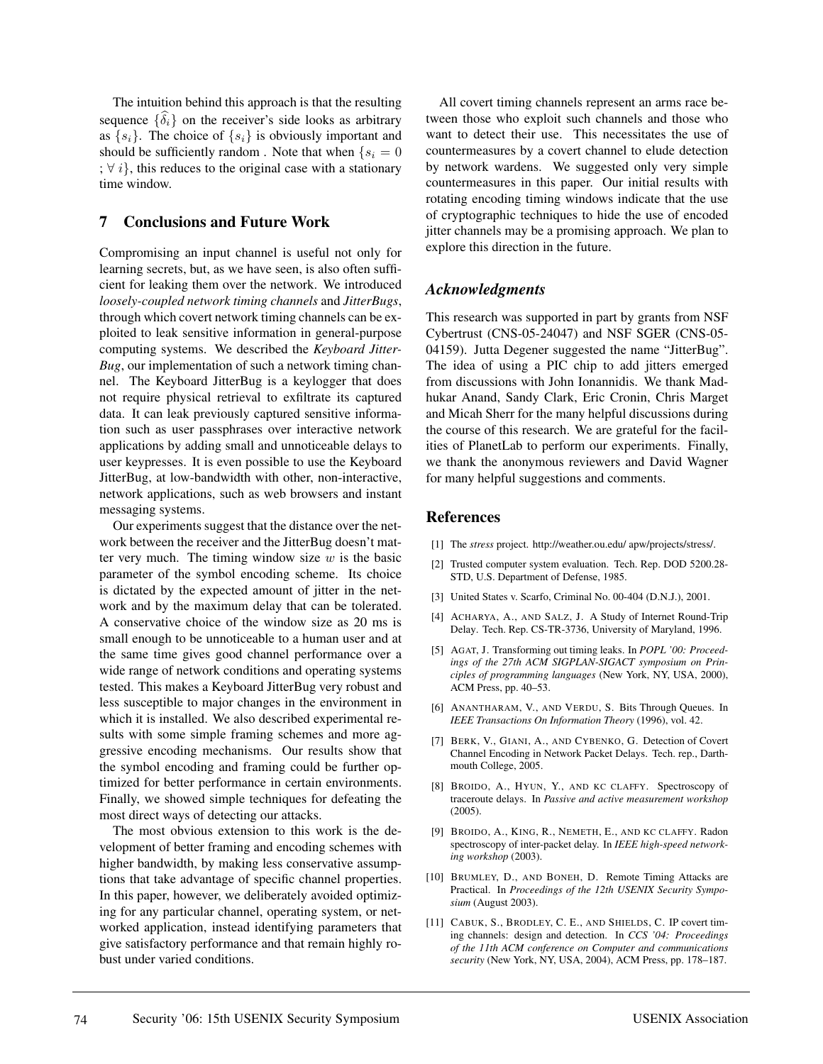The intuition behind this approach is that the resulting sequence $\{\widehat{\delta}_i\}$ on the receiver's side looks as arbitrary as $\{s_i\}$. The choice of $\{s_i\}$ is obviously important and should be sufficiently random . Note that when $\{s_i = 0 \; ; \forall \; i\}$, this reduces to the original case with a stationary time window.

## 7 Conclusions and Future Work

Compromising an input channel is useful not only for learning secrets, but, as we have seen, is also often sufficient for leaking them over the network. We introduced *loosely-coupled network timing channels* and *JitterBugs*, through which covert network timing channels can be exploited to leak sensitive information in general-purpose computing systems. We described the *Keyboard JitterBug*, our implementation of such a network timing channel. The Keyboard JitterBug is a keylogger that does not require physical retrieval to exfiltrate its captured data. It can leak previously captured sensitive information such as user passphrases over interactive network applications by adding small and unnoticeable delays to user keypresses. It is even possible to use the Keyboard JitterBug, at low-bandwidth with other, non-interactive, network applications, such as web browsers and instant messaging systems.

Our experiments suggest that the distance over the network between the receiver and the JitterBug doesn't matter very much. The timing window size $w$ is the basic parameter of the symbol encoding scheme. Its choice is dictated by the expected amount of jitter in the network and by the maximum delay that can be tolerated. A conservative choice of the window size as 20 ms is small enough to be unnoticeable to a human user and at the same time gives good channel performance over a wide range of network conditions and operating systems tested. This makes a Keyboard JitterBug very robust and less susceptible to major changes in the environment in which it is installed. We also described experimental results with some simple framing schemes and more aggressive encoding mechanisms. Our results show that the symbol encoding and framing could be further optimized for better performance in certain environments. Finally, we showed simple techniques for defeating the most direct ways of detecting our attacks.

The most obvious extension to this work is the development of better framing and encoding schemes with higher bandwidth, by making less conservative assumptions that take advantage of specific channel properties. In this paper, however, we deliberately avoided optimizing for any particular channel, operating system, or networked application, instead identifying parameters that give satisfactory performance and that remain highly robust under varied conditions.

All covert timing channels represent an arms race between those who exploit such channels and those who want to detect their use. This necessitates the use of countermeasures by a covert channel to elude detection by network wardens. We suggested only very simple countermeasures in this paper. Our initial results with rotating encoding timing windows indicate that the use of cryptographic techniques to hide the use of encoded jitter channels may be a promising approach. We plan to explore this direction in the future.

### *Acknowledgments*

This research was supported in part by grants from NSF Cybertrust (CNS-05-24047) and NSF SGER (CNS-05-04159). Jutta Degener suggested the name "JitterBug". The idea of using a PIC chip to add jitters emerged from discussions with John Ionannidis. We thank Madhukar Anand, Sandy Clark, Eric Cronin, Chris Marget and Micah Sherr for the many helpful discussions during the course of this research. We are grateful for the facilities of PlanetLab to perform our experiments. Finally, we thank the anonymous reviewers and David Wagner for many helpful suggestions and comments.

## References

[1] The *stress* project. http://weather.ou.edu/ apw/projects/stress/.

[2] Trusted computer system evaluation. Tech. Rep. DOD 5200.28-STD, U.S. Department of Defense, 1985.

[3] United States v. Scarfo, Criminal No. 00-404 (D.N.J.), 2001.

[4] ACHARYA, A., AND SALZ, J. A Study of Internet Round-Trip Delay. Tech. Rep. CS-TR-3736, University of Maryland, 1996.

[5] AGAT, J. Transforming out timing leaks. In *POPL '00: Proceedings of the 27th ACM SIGPLAN-SIGACT symposium on Principles of programming languages* (New York, NY, USA, 2000), ACM Press, pp. 40–53.

[6] ANANTHARAM, V., AND VERDU, S. Bits Through Queues. In *IEEE Transactions On Information Theory* (1996), vol. 42.

[7] BERK, V., GIANI, A., AND CYBENKO, G. Detection of Covert Channel Encoding in Network Packet Delays. Tech. rep., Darthmouth College, 2005.

[8] BROIDO, A., HYUN, Y., AND KC CLAFFY. Spectroscopy of traceroute delays. In *Passive and active measurement workshop* (2005).

[9] BROIDO, A., KING, R., NEMETH, E., AND KC CLAFFY. Radon spectroscopy of inter-packet delay. In *IEEE high-speed networking workshop* (2003).

[10] BRUMLEY, D., AND BONEH, D. Remote Timing Attacks are Practical. In *Proceedings of the 12th USENIX Security Symposium* (August 2003).

[11] CABUK, S., BRODLEY, C. E., AND SHIELDS, C. IP covert timing channels: design and detection. In *CCS '04: Proceedings of the 11th ACM conference on Computer and communications security* (New York, NY, USA, 2004), ACM Press, pp. 178–187.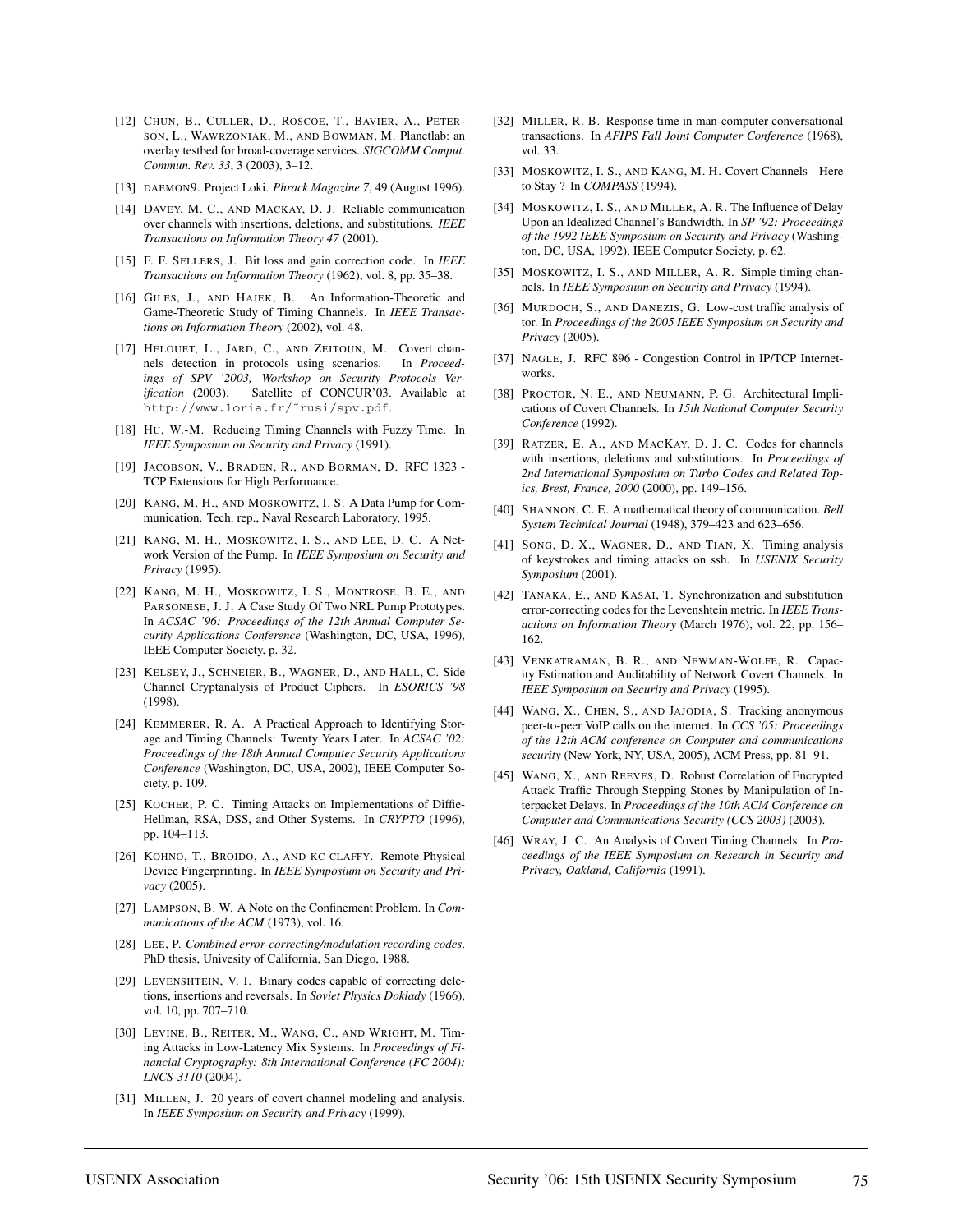[12] Chun, B., Culler, D., Roscoe, T., Bavier, A., Peterson, L., Wawrzoniak, M., and Bowman, M. Planetlab: an overlay testbed for broad-coverage services. *SIGCOMM Comput. Commun. Rev. 33*, 3 (2003), 3–12.

[13] daemon9. Project Loki. *Phrack Magazine 7*, 49 (August 1996).

[14] Davey, M. C., and Mackay, D. J. Reliable communication over channels with insertions, deletions, and substitutions. *IEEE Transactions on Information Theory 47* (2001).

[15] F. F. Sellers, J. Bit loss and gain correction code. In *IEEE Transactions on Information Theory* (1962), vol. 8, pp. 35–38.

[16] Giles, J., and Hajek, B. An Information-Theoretic and Game-Theoretic Study of Timing Channels. In *IEEE Transactions on Information Theory* (2002), vol. 48.

[17] Helouet, L., Jard, C., and Zeitoun, M. Covert channels detection in protocols using scenarios. In *Proceedings of SPV '2003, Workshop on Security Protocols Verification* (2003). Satellite of CONCUR'03. Available at `http://www.loria.fr/~rusi/spv.pdf`.

[18] Hu, W.-M. Reducing Timing Channels with Fuzzy Time. In *IEEE Symposium on Security and Privacy* (1991).

[19] Jacobson, V., Braden, R., and Borman, D. RFC 1323 - TCP Extensions for High Performance.

[20] Kang, M. H., and Moskowitz, I. S. A Data Pump for Communication. Tech. rep., Naval Research Laboratory, 1995.

[21] Kang, M. H., Moskowitz, I. S., and Lee, D. C. A Network Version of the Pump. In *IEEE Symposium on Security and Privacy* (1995).

[22] Kang, M. H., Moskowitz, I. S., Montrose, B. E., and Parsonese, J. J. A Case Study Of Two NRL Pump Prototypes. In *ACSAC '96: Proceedings of the 12th Annual Computer Security Applications Conference* (Washington, DC, USA, 1996), IEEE Computer Society, p. 32.

[23] Kelsey, J., Schneier, B., Wagner, D., and Hall, C. Side Channel Cryptanalysis of Product Ciphers. In *ESORICS '98* (1998).

[24] Kemmerer, R. A. A Practical Approach to Identifying Storage and Timing Channels: Twenty Years Later. In *ACSAC '02: Proceedings of the 18th Annual Computer Security Applications Conference* (Washington, DC, USA, 2002), IEEE Computer Society, p. 109.

[25] Kocher, P. C. Timing Attacks on Implementations of Diffie-Hellman, RSA, DSS, and Other Systems. In *CRYPTO* (1996), pp. 104–113.

[26] Kohno, T., Broido, A., and kc claffy. Remote Physical Device Fingerprinting. In *IEEE Symposium on Security and Privacy* (2005).

[27] Lampson, B. W. A Note on the Confinement Problem. In *Communications of the ACM* (1973), vol. 16.

[28] Lee, P. *Combined error-correcting/modulation recording codes*. PhD thesis, Univesity of California, San Diego, 1988.

[29] Levenshtein, V. I. Binary codes capable of correcting deletions, insertions and reversals. In *Soviet Physics Doklady* (1966), vol. 10, pp. 707–710.

[30] Levine, B., Reiter, M., Wang, C., and Wright, M. Timing Attacks in Low-Latency Mix Systems. In *Proceedings of Financial Cryptography: 8th International Conference (FC 2004): LNCS-3110* (2004).

[31] Millen, J. 20 years of covert channel modeling and analysis. In *IEEE Symposium on Security and Privacy* (1999).

[32] Miller, R. B. Response time in man-computer conversational transactions. In *AFIPS Fall Joint Computer Conference* (1968), vol. 33.

[33] Moskowitz, I. S., and Kang, M. H. Covert Channels – Here to Stay ? In *COMPASS* (1994).

[34] Moskowitz, I. S., and Miller, A. R. The Influence of Delay Upon an Idealized Channel's Bandwidth. In *SP '92: Proceedings of the 1992 IEEE Symposium on Security and Privacy* (Washington, DC, USA, 1992), IEEE Computer Society, p. 62.

[35] Moskowitz, I. S., and Miller, A. R. Simple timing channels. In *IEEE Symposium on Security and Privacy* (1994).

[36] Murdoch, S., and Danezis, G. Low-cost traffic analysis of tor. In *Proceedings of the 2005 IEEE Symposium on Security and Privacy* (2005).

[37] Nagle, J. RFC 896 - Congestion Control in IP/TCP Internetworks.

[38] Proctor, N. E., and Neumann, P. G. Architectural Implications of Covert Channels. In *15th National Computer Security Conference* (1992).

[39] Ratzer, E. A., and MacKay, D. J. C. Codes for channels with insertions, deletions and substitutions. In *Proceedings of 2nd International Symposium on Turbo Codes and Related Topics, Brest, France, 2000* (2000), pp. 149–156.

[40] Shannon, C. E. A mathematical theory of communication. *Bell System Technical Journal* (1948), 379–423 and 623–656.

[41] Song, D. X., Wagner, D., and Tian, X. Timing analysis of keystrokes and timing attacks on ssh. In *USENIX Security Symposium* (2001).

[42] Tanaka, E., and Kasai, T. Synchronization and substitution error-correcting codes for the Levenshtein metric. In *IEEE Transactions on Information Theory* (March 1976), vol. 22, pp. 156–162.

[43] Venkatraman, B. R., and Newman-Wolfe, R. Capacity Estimation and Auditability of Network Covert Channels. In *IEEE Symposium on Security and Privacy* (1995).

[44] Wang, X., Chen, S., and Jajodia, S. Tracking anonymous peer-to-peer VoIP calls on the internet. In *CCS '05: Proceedings of the 12th ACM conference on Computer and communications security* (New York, NY, USA, 2005), ACM Press, pp. 81–91.

[45] Wang, X., and Reeves, D. Robust Correlation of Encrypted Attack Traffic Through Stepping Stones by Manipulation of Interpacket Delays. In *Proceedings of the 10th ACM Conference on Computer and Communications Security (CCS 2003)* (2003).

[46] Wray, J. C. An Analysis of Covert Timing Channels. In *Proceedings of the IEEE Symposium on Research in Security and Privacy, Oakland, California* (1991).